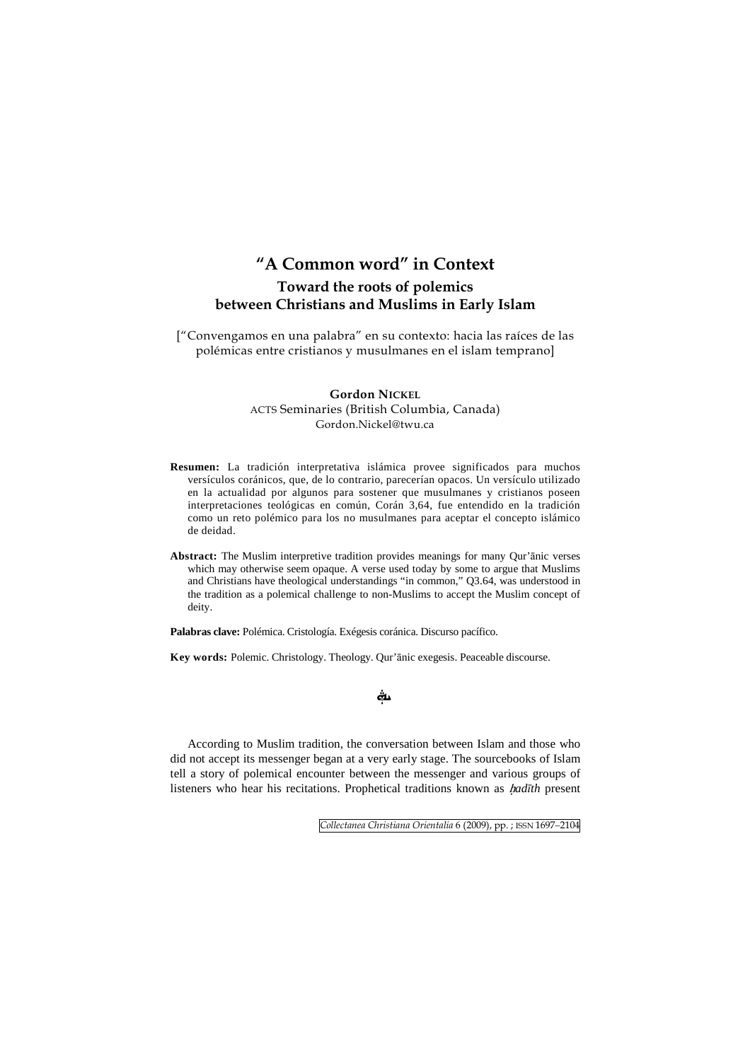# "A Common word" in Context

## Toward the roots of polemics between Christians and Muslims in Early Islam

["Convengamos en una palabra" en su contexto: hacia las raíces de las polémicas entre cristianos y musulmanes en el islam temprano]

**Gordon NICKEL**
ACTS Seminaries (British Columbia, Canada)
Gordon.Nickel@twu.ca

**Resumen:** La tradición interpretativa islámica provee significados para muchos versículos coránicos, que, de lo contrario, parecerían opacos. Un versículo utilizado en la actualidad por algunos para sostener que musulmanes y cristianos poseen interpretaciones teológicas en común, Corán 3,64, fue entendido en la tradición como un reto polémico para los no musulmanes para aceptar el concepto islámico de deidad.

**Abstract:** The Muslim interpretive tradition provides meanings for many Qur'ānic verses which may otherwise seem opaque. A verse used today by some to argue that Muslims and Christians have theological understandings "in common," Q3.64, was understood in the tradition as a polemical challenge to non-Muslims to accept the Muslim concept of deity.

**Palabras clave:** Polémica. Cristología. Exégesis coránica. Discurso pacífico.

**Key words:** Polemic. Christology. Theology. Qur'ānic exegesis. Peaceable discourse.

According to Muslim tradition, the conversation between Islam and those who did not accept its messenger began at a very early stage. The sourcebooks of Islam tell a story of polemical encounter between the messenger and various groups of listeners who hear his recitations. Prophetical traditions known as *ḥadīth* present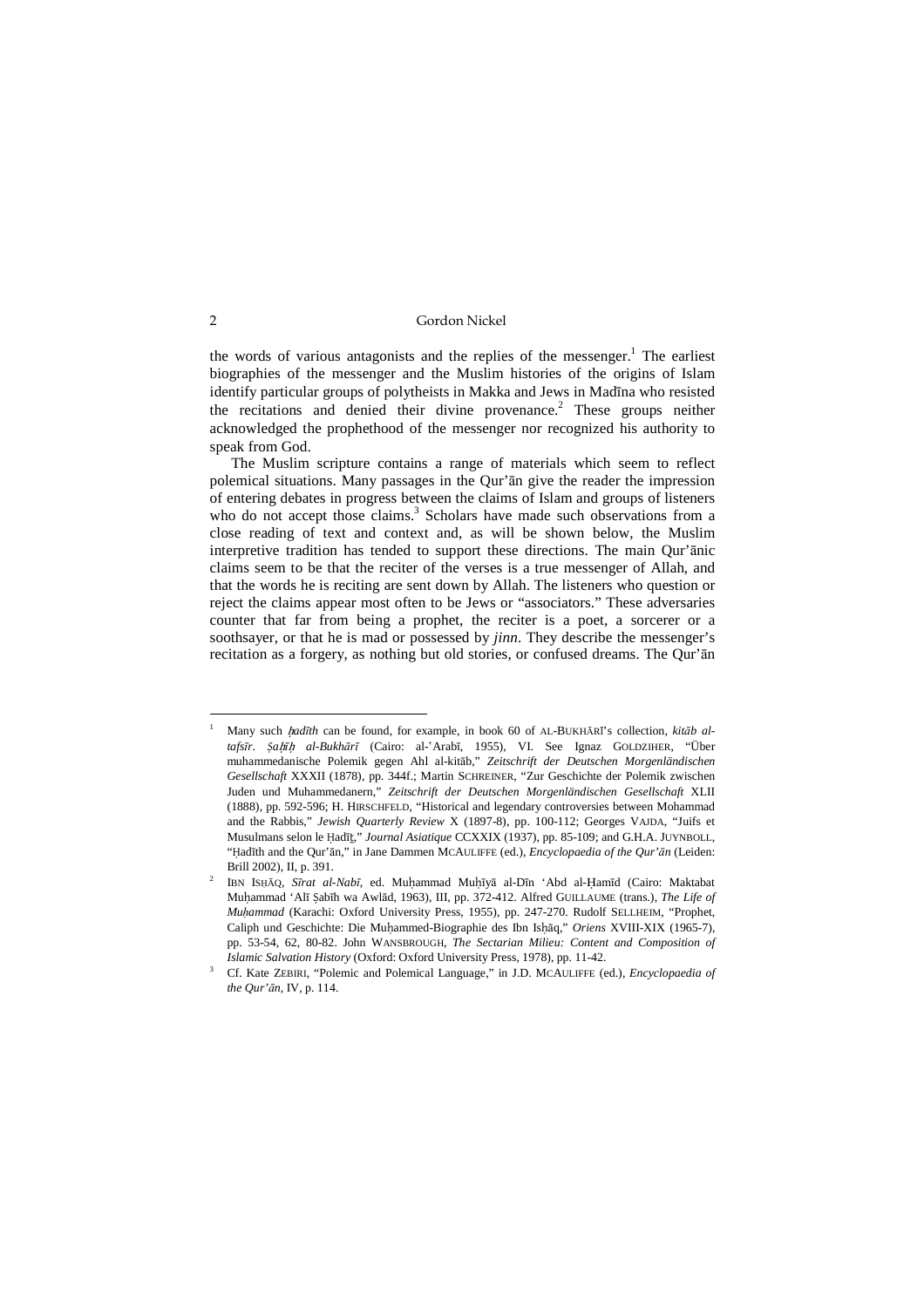the words of various antagonists and the replies of the messenger.[1] The earliest biographies of the messenger and the Muslim histories of the origins of Islam identify particular groups of polytheists in Makka and Jews in Madīna who resisted the recitations and denied their divine provenance.[2] These groups neither acknowledged the prophethood of the messenger nor recognized his authority to speak from God.

The Muslim scripture contains a range of materials which seem to reflect polemical situations. Many passages in the Qur'ān give the reader the impression of entering debates in progress between the claims of Islam and groups of listeners who do not accept those claims.[3] Scholars have made such observations from a close reading of text and context and, as will be shown below, the Muslim interpretive tradition has tended to support these directions. The main Qur'ānic claims seem to be that the reciter of the verses is a true messenger of Allah, and that the words he is reciting are sent down by Allah. The listeners who question or reject the claims appear most often to be Jews or "associators." These adversaries counter that far from being a prophet, the reciter is a poet, a sorcerer or a soothsayer, or that he is mad or possessed by *jinn*. They describe the messenger's recitation as a forgery, as nothing but old stories, or confused dreams. The Qur'ān

---

[1] Many such *ḥadīth* can be found, for example, in book 60 of AL-BUKHĀRĪ's collection, *kitāb al-tafsīr*. *Ṣaḥīḥ al-Bukhārī* (Cairo: al-ʿArabī, 1955), VI. See Ignaz GOLDZIHER, "Über muhammedanische Polemik gegen Ahl al-kitāb," *Zeitschrift der Deutschen Morgenländischen Gesellschaft* XXXII (1878), pp. 344f.; Martin SCHREINER, "Zur Geschichte der Polemik zwischen Juden und Muhammedanern," *Zeitschrift der Deutschen Morgenländischen Gesellschaft* XLII (1888), pp. 592-596; H. HIRSCHFELD, "Historical and legendary controversies between Mohammad and the Rabbis," *Jewish Quarterly Review* X (1897-8), pp. 100-112; Georges VAJDA, "Juifs et Musulmans selon le Ḥadīṯ," *Journal Asiatique* CCXXIX (1937), pp. 85-109; and G.H.A. JUYNBOLL, "Ḥadīth and the Qur'ān," in Jane Dammen MCAULIFFE (ed.), *Encyclopaedia of the Qur'ān* (Leiden: Brill 2002), II, p. 391.

[2] IBN ISḤĀQ, *Sīrat al-Nabī*, ed. Muḥammad Muḥīyā al-Dīn ʿAbd al-Ḥamīd (Cairo: Maktabat Muḥammad ʿAlī Ṣabīh wa Awlād, 1963), III, pp. 372-412. Alfred GUILLAUME (trans.), *The Life of Muḥammad* (Karachi: Oxford University Press, 1955), pp. 247-270. Rudolf SELLHEIM, "Prophet, Caliph und Geschichte: Die Muḥammed-Biographie des Ibn Isḥāq," *Oriens* XVIII-XIX (1965-7), pp. 53-54, 62, 80-82. John WANSBROUGH, *The Sectarian Milieu: Content and Composition of Islamic Salvation History* (Oxford: Oxford University Press, 1978), pp. 11-42.

[3] Cf. Kate ZEBIRI, "Polemic and Polemical Language," in J.D. MCAULIFFE (ed.), *Encyclopaedia of the Qur'ān*, IV, p. 114.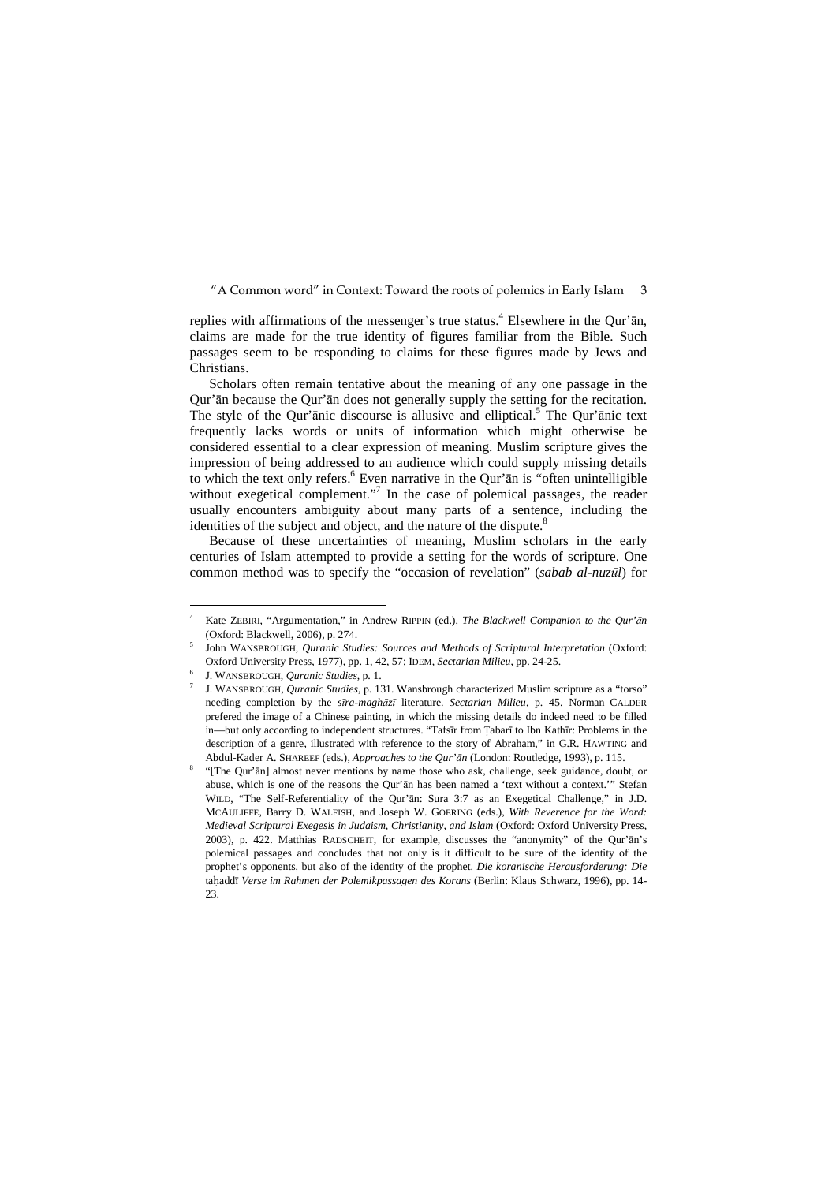replies with affirmations of the messenger's true status.[4] Elsewhere in the Qur'ān, claims are made for the true identity of figures familiar from the Bible. Such passages seem to be responding to claims for these figures made by Jews and Christians.

Scholars often remain tentative about the meaning of any one passage in the Qur'ān because the Qur'ān does not generally supply the setting for the recitation. The style of the Qur'ānic discourse is allusive and elliptical.[5] The Qur'ānic text frequently lacks words or units of information which might otherwise be considered essential to a clear expression of meaning. Muslim scripture gives the impression of being addressed to an audience which could supply missing details to which the text only refers.[6] Even narrative in the Qur'ān is "often unintelligible without exegetical complement."[7] In the case of polemical passages, the reader usually encounters ambiguity about many parts of a sentence, including the identities of the subject and object, and the nature of the dispute.[8]

Because of these uncertainties of meaning, Muslim scholars in the early centuries of Islam attempted to provide a setting for the words of scripture. One common method was to specify the "occasion of revelation" (*sabab al-nuzūl*) for

---

[4] Kate ZEBIRI, "Argumentation," in Andrew RIPPIN (ed.), *The Blackwell Companion to the Qur'ān* (Oxford: Blackwell, 2006), p. 274.

[5] John WANSBROUGH, *Quranic Studies: Sources and Methods of Scriptural Interpretation* (Oxford: Oxford University Press, 1977), pp. 1, 42, 57; IDEM, *Sectarian Milieu*, pp. 24-25.

[6] J. WANSBROUGH, *Quranic Studies*, p. 1.

[7] J. WANSBROUGH, *Quranic Studies*, p. 131. Wansbrough characterized Muslim scripture as a "torso" needing completion by the *sīra-maghāzī* literature. *Sectarian Milieu*, p. 45. Norman CALDER prefered the image of a Chinese painting, in which the missing details do indeed need to be filled in—but only according to independent structures. "Tafsīr from Ṭabarī to Ibn Kathīr: Problems in the description of a genre, illustrated with reference to the story of Abraham," in G.R. HAWTING and Abdul-Kader A. SHAREEF (eds.), *Approaches to the Qur'ān* (London: Routledge, 1993), p. 115.

[8] "[The Qur'ān] almost never mentions by name those who ask, challenge, seek guidance, doubt, or abuse, which is one of the reasons the Qur'ān has been named a 'text without a context.'" Stefan WILD, "The Self-Referentiality of the Qur'ān: Sura 3:7 as an Exegetical Challenge," in J.D. MCAULIFFE, Barry D. WALFISH, and Joseph W. GOERING (eds.), *With Reverence for the Word: Medieval Scriptural Exegesis in Judaism, Christianity, and Islam* (Oxford: Oxford University Press, 2003), p. 422. Matthias RADSCHEIT, for example, discusses the "anonymity" of the Qur'ān's polemical passages and concludes that not only is it difficult to be sure of the identity of the prophet's opponents, but also of the identity of the prophet. *Die koranische Herausforderung: Die* taḥaddī *Verse im Rahmen der Polemikpassagen des Korans* (Berlin: Klaus Schwarz, 1996), pp. 14-23.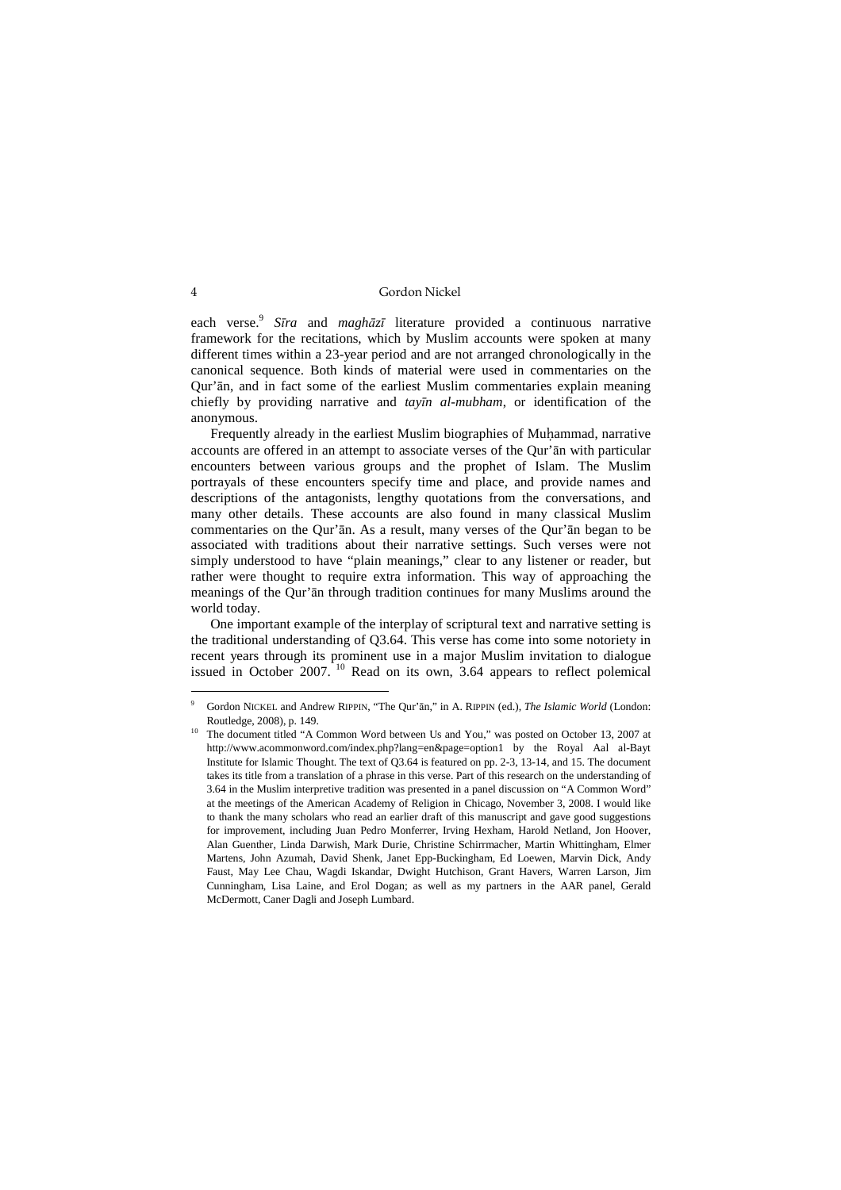each verse.[9] *Sīra* and *maghāzī* literature provided a continuous narrative framework for the recitations, which by Muslim accounts were spoken at many different times within a 23-year period and are not arranged chronologically in the canonical sequence. Both kinds of material were used in commentaries on the Qur'ān, and in fact some of the earliest Muslim commentaries explain meaning chiefly by providing narrative and *tayīn al-mubham*, or identification of the anonymous.

Frequently already in the earliest Muslim biographies of Muḥammad, narrative accounts are offered in an attempt to associate verses of the Qur'ān with particular encounters between various groups and the prophet of Islam. The Muslim portrayals of these encounters specify time and place, and provide names and descriptions of the antagonists, lengthy quotations from the conversations, and many other details. These accounts are also found in many classical Muslim commentaries on the Qur'ān. As a result, many verses of the Qur'ān began to be associated with traditions about their narrative settings. Such verses were not simply understood to have "plain meanings," clear to any listener or reader, but rather were thought to require extra information. This way of approaching the meanings of the Qur'ān through tradition continues for many Muslims around the world today.

One important example of the interplay of scriptural text and narrative setting is the traditional understanding of Q3.64. This verse has come into some notoriety in recent years through its prominent use in a major Muslim invitation to dialogue issued in October 2007.[10] Read on its own, 3.64 appears to reflect polemical

---

[9] Gordon NICKEL and Andrew RIPPIN, "The Qur'ān," in A. RIPPIN (ed.), *The Islamic World* (London: Routledge, 2008), p. 149.

[10] The document titled "A Common Word between Us and You," was posted on October 13, 2007 at http://www.acommonword.com/index.php?lang=en&page=option1 by the Royal Aal al-Bayt Institute for Islamic Thought. The text of Q3.64 is featured on pp. 2-3, 13-14, and 15. The document takes its title from a translation of a phrase in this verse. Part of this research on the understanding of 3.64 in the Muslim interpretive tradition was presented in a panel discussion on "A Common Word" at the meetings of the American Academy of Religion in Chicago, November 3, 2008. I would like to thank the many scholars who read an earlier draft of this manuscript and gave good suggestions for improvement, including Juan Pedro Monferrer, Irving Hexham, Harold Netland, Jon Hoover, Alan Guenther, Linda Darwish, Mark Durie, Christine Schirrmacher, Martin Whittingham, Elmer Martens, John Azumah, David Shenk, Janet Epp-Buckingham, Ed Loewen, Marvin Dick, Andy Faust, May Lee Chau, Wagdi Iskandar, Dwight Hutchison, Grant Havers, Warren Larson, Jim Cunningham, Lisa Laine, and Erol Dogan; as well as my partners in the AAR panel, Gerald McDermott, Caner Dagli and Joseph Lumbard.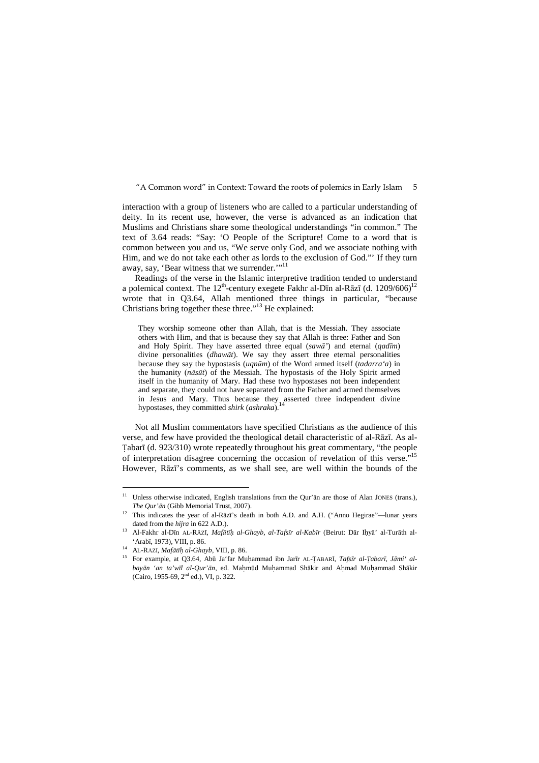interaction with a group of listeners who are called to a particular understanding of deity. In its recent use, however, the verse is advanced as an indication that Muslims and Christians share some theological understandings "in common." The text of 3.64 reads: "Say: 'O People of the Scripture! Come to a word that is common between you and us, "We serve only God, and we associate nothing with Him, and we do not take each other as lords to the exclusion of God."' If they turn away, say, 'Bear witness that we surrender.'"[11]

Readings of the verse in the Islamic interpretive tradition tended to understand a polemical context. The 12th-century exegete Fakhr al-Dīn al-Rāzī (d. 1209/606)[12] wrote that in Q3.64, Allah mentioned three things in particular, "because Christians bring together these three."[13] He explained:

> They worship someone other than Allah, that is the Messiah. They associate others with Him, and that is because they say that Allah is three: Father and Son and Holy Spirit. They have asserted three equal (*sawā'*) and eternal (*qadīm*) divine personalities (*dhawāt*). We say they assert three eternal personalities because they say the hypostasis (*uqnūm*) of the Word armed itself (*tadarra'a*) in the humanity (*nāsūt*) of the Messiah. The hypostasis of the Holy Spirit armed itself in the humanity of Mary. Had these two hypostases not been independent and separate, they could not have separated from the Father and armed themselves in Jesus and Mary. Thus because they asserted three independent divine hypostases, they committed *shirk* (*ashraka*).[14]

Not all Muslim commentators have specified Christians as the audience of this verse, and few have provided the theological detail characteristic of al-Rāzī. As al-Ṭabarī (d. 923/310) wrote repeatedly throughout his great commentary, "the people of interpretation disagree concerning the occasion of revelation of this verse."[15] However, Rāzī's comments, as we shall see, are well within the bounds of the

---

[11] Unless otherwise indicated, English translations from the Qur'ān are those of Alan JONES (trans.), *The Qur'ān* (Gibb Memorial Trust, 2007).

[12] This indicates the year of al-Rāzī's death in both A.D. and A.H. ("Anno Hegirae"—lunar years dated from the *hijra* in 622 A.D.).

[13] Al-Fakhr al-Dīn AL-RĀZĪ, *Mafātīḥ al-Ghayb, al-Tafsīr al-Kabīr* (Beirut: Dār Iḥyā' al-Turāth al-'Arabī, 1973), VIII, p. 86.

[14] AL-RĀZĪ, *Mafātīḥ al-Ghayb*, VIII, p. 86.

[15] For example, at Q3.64, Abū Ja'far Muḥammad ibn Jarīr AL-ṬABARĪ, *Tafsīr al-Ṭabarī, Jāmi' al-bayān 'an ta'wīl al-Qur'ān*, ed. Maḥmūd Muḥammad Shākir and Aḥmad Muḥammad Shākir (Cairo, 1955-69, 2nd ed.), VI, p. 322.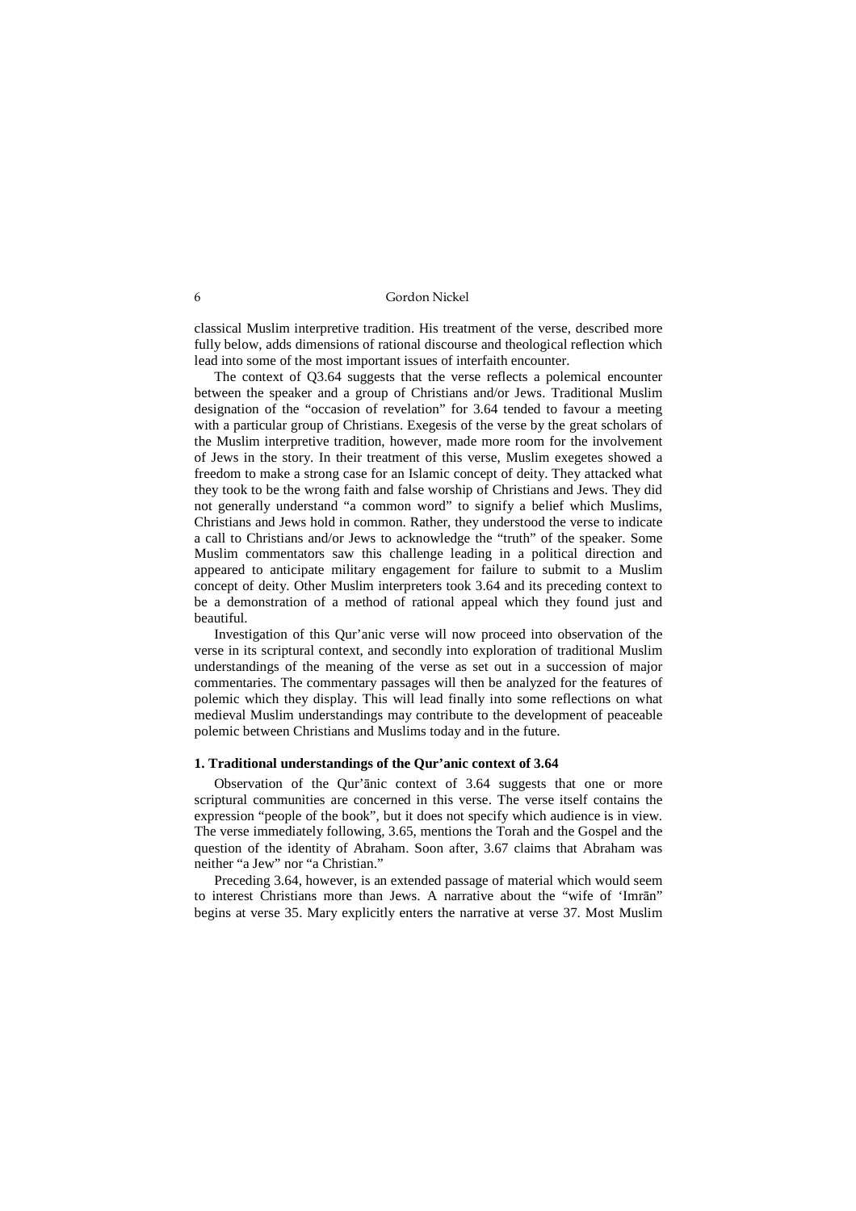classical Muslim interpretive tradition. His treatment of the verse, described more fully below, adds dimensions of rational discourse and theological reflection which lead into some of the most important issues of interfaith encounter.

The context of Q3.64 suggests that the verse reflects a polemical encounter between the speaker and a group of Christians and/or Jews. Traditional Muslim designation of the "occasion of revelation" for 3.64 tended to favour a meeting with a particular group of Christians. Exegesis of the verse by the great scholars of the Muslim interpretive tradition, however, made more room for the involvement of Jews in the story. In their treatment of this verse, Muslim exegetes showed a freedom to make a strong case for an Islamic concept of deity. They attacked what they took to be the wrong faith and false worship of Christians and Jews. They did not generally understand "a common word" to signify a belief which Muslims, Christians and Jews hold in common. Rather, they understood the verse to indicate a call to Christians and/or Jews to acknowledge the "truth" of the speaker. Some Muslim commentators saw this challenge leading in a political direction and appeared to anticipate military engagement for failure to submit to a Muslim concept of deity. Other Muslim interpreters took 3.64 and its preceding context to be a demonstration of a method of rational appeal which they found just and beautiful.

Investigation of this Qur'anic verse will now proceed into observation of the verse in its scriptural context, and secondly into exploration of traditional Muslim understandings of the meaning of the verse as set out in a succession of major commentaries. The commentary passages will then be analyzed for the features of polemic which they display. This will lead finally into some reflections on what medieval Muslim understandings may contribute to the development of peaceable polemic between Christians and Muslims today and in the future.

## 1. Traditional understandings of the Qur'anic context of 3.64

Observation of the Qur'ānic context of 3.64 suggests that one or more scriptural communities are concerned in this verse. The verse itself contains the expression "people of the book", but it does not specify which audience is in view. The verse immediately following, 3.65, mentions the Torah and the Gospel and the question of the identity of Abraham. Soon after, 3.67 claims that Abraham was neither "a Jew" nor "a Christian."

Preceding 3.64, however, is an extended passage of material which would seem to interest Christians more than Jews. A narrative about the "wife of 'Imrān" begins at verse 35. Mary explicitly enters the narrative at verse 37. Most Muslim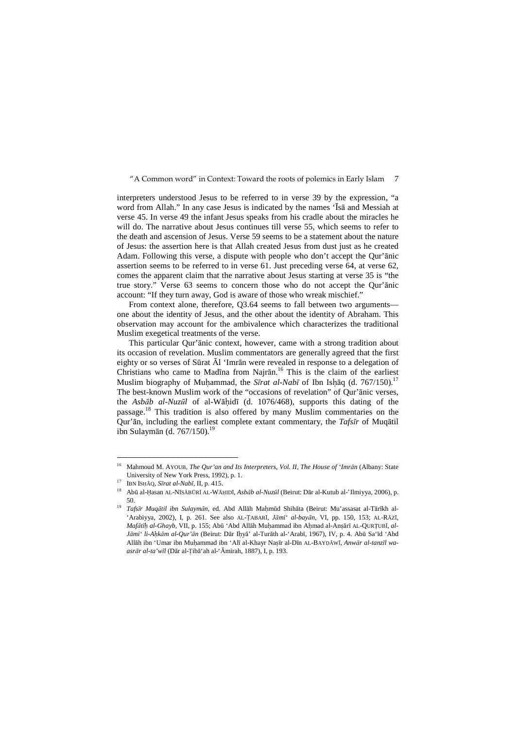interpreters understood Jesus to be referred to in verse 39 by the expression, "a word from Allah." In any case Jesus is indicated by the names 'Īsā and Messiah at verse 45. In verse 49 the infant Jesus speaks from his cradle about the miracles he will do. The narrative about Jesus continues till verse 55, which seems to refer to the death and ascension of Jesus. Verse 59 seems to be a statement about the nature of Jesus: the assertion here is that Allah created Jesus from dust just as he created Adam. Following this verse, a dispute with people who don't accept the Qur'ānic assertion seems to be referred to in verse 61. Just preceding verse 64, at verse 62, comes the apparent claim that the narrative about Jesus starting at verse 35 is "the true story." Verse 63 seems to concern those who do not accept the Qur'ānic account: "If they turn away, God is aware of those who wreak mischief."

From context alone, therefore, Q3.64 seems to fall between two arguments—one about the identity of Jesus, and the other about the identity of Abraham. This observation may account for the ambivalence which characterizes the traditional Muslim exegetical treatments of the verse.

This particular Qur'ānic context, however, came with a strong tradition about its occasion of revelation. Muslim commentators are generally agreed that the first eighty or so verses of Sūrat Āl 'Imrān were revealed in response to a delegation of Christians who came to Madīna from Najrān.[16] This is the claim of the earliest Muslim biography of Muḥammad, the *Sīrat al-Nabī* of Ibn Isḥāq (d. 767/150).[17] The best-known Muslim work of the "occasions of revelation" of Qur'ānic verses, the *Asbāb al-Nuzūl* of al-Wāḥidī (d. 1076/468), supports this dating of the passage.[18] This tradition is also offered by many Muslim commentaries on the Qur'ān, including the earliest complete extant commentary, the *Tafsīr* of Muqātil ibn Sulaymān (d. 767/150).[19]

---

[16] Mahmoud M. AYOUB, *The Qur'an and Its Interpreters, Vol. II, The House of 'Imrān* (Albany: State University of New York Press, 1992), p. 1.

[17] IBN ISḤĀQ, *Sīrat al-Nabī*, II, p. 415.

[18] Abū al-Ḥasan AL-NĪSĀBŪRĪ AL-WĀḤIDĪ, *Asbāb al-Nuzūl* (Beirut: Dār al-Kutub al-'Ilmiyya, 2006), p. 50.

[19] *Tafsīr Muqātil ibn Sulaymān*, ed. Abd Allāh Maḥmūd Shihāta (Beirut: Mu'assasat al-Tārīkh al-'Arabiyya, 2002), I, p. 261. See also AL-ṬABARĪ, *Jāmi' al-bayān*, VI, pp. 150, 153; AL-RĀZĪ, *Mafātīḥ al-Ghayb*, VII, p. 155; Abū 'Abd Allāh Muḥammad ibn Aḥmad al-Anṣārī AL-QURṬUBĪ, *al-Jāmi' li-Aḥkām al-Qur'ān* (Beirut: Dār Iḥyā' al-Turāth al-'Arabī, 1967), IV, p. 4. Abū Sa'īd 'Abd Allāh ibn 'Umar ibn Muḥammad ibn 'Alī al-Khayr Naṣīr al-Dīn AL-BAYḌĀWĪ, *Anwār al-tanzīl wa-asrār al-ta'wīl* (Dār al-Ṭibā'ah al-'Āmirah, 1887), I, p. 193.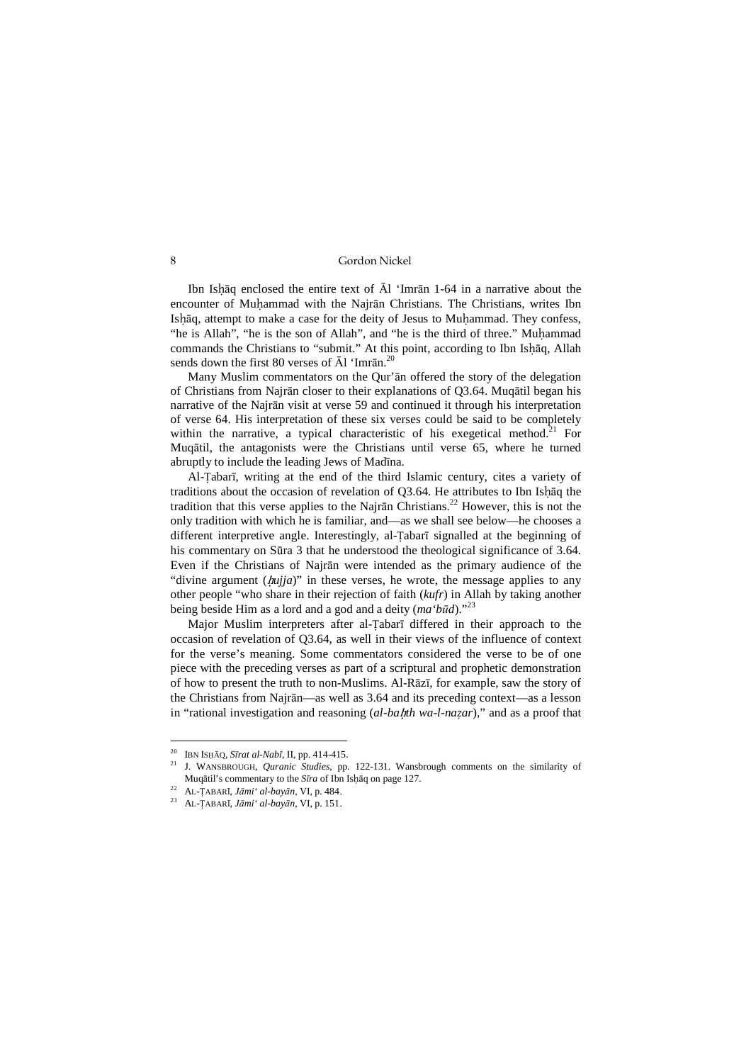Ibn Isḥāq enclosed the entire text of Āl ʿImrān 1-64 in a narrative about the encounter of Muḥammad with the Najrān Christians. The Christians, writes Ibn Isḥāq, attempt to make a case for the deity of Jesus to Muḥammad. They confess, "he is Allah", "he is the son of Allah", and "he is the third of three." Muḥammad commands the Christians to "submit." At this point, according to Ibn Isḥāq, Allah sends down the first 80 verses of Āl ʿImrān.[20]

Many Muslim commentators on the Qur'ān offered the story of the delegation of Christians from Najrān closer to their explanations of Q3.64. Muqātil began his narrative of the Najrān visit at verse 59 and continued it through his interpretation of verse 64. His interpretation of these six verses could be said to be completely within the narrative, a typical characteristic of his exegetical method.[21] For Muqātil, the antagonists were the Christians until verse 65, where he turned abruptly to include the leading Jews of Madīna.

Al-Ṭabarī, writing at the end of the third Islamic century, cites a variety of traditions about the occasion of revelation of Q3.64. He attributes to Ibn Isḥāq the tradition that this verse applies to the Najrān Christians.[22] However, this is not the only tradition with which he is familiar, and—as we shall see below—he chooses a different interpretive angle. Interestingly, al-Ṭabarī signalled at the beginning of his commentary on Sūra 3 that he understood the theological significance of 3.64. Even if the Christians of Najrān were intended as the primary audience of the "divine argument (*ḥujja*)" in these verses, he wrote, the message applies to any other people "who share in their rejection of faith (*kufr*) in Allah by taking another being beside Him as a lord and a god and a deity (*maʿbūd*)."[23]

Major Muslim interpreters after al-Ṭabarī differed in their approach to the occasion of revelation of Q3.64, as well in their views of the influence of context for the verse's meaning. Some commentators considered the verse to be of one piece with the preceding verses as part of a scriptural and prophetic demonstration of how to present the truth to non-Muslims. Al-Rāzī, for example, saw the story of the Christians from Najrān—as well as 3.64 and its preceding context—as a lesson in "rational investigation and reasoning (*al-baḥth wa-l-naẓar*)," and as a proof that

---

[20] IBN ISḤĀQ, *Sīrat al-Nabī*, II, pp. 414-415.

[21] J. WANSBROUGH, *Quranic Studies*, pp. 122-131. Wansbrough comments on the similarity of Muqātil's commentary to the *Sīra* of Ibn Isḥāq on page 127.

[22] AL-ṬABARĪ, *Jāmiʿ al-bayān*, VI, p. 484.

[23] AL-ṬABARĪ, *Jāmiʿ al-bayān*, VI, p. 151.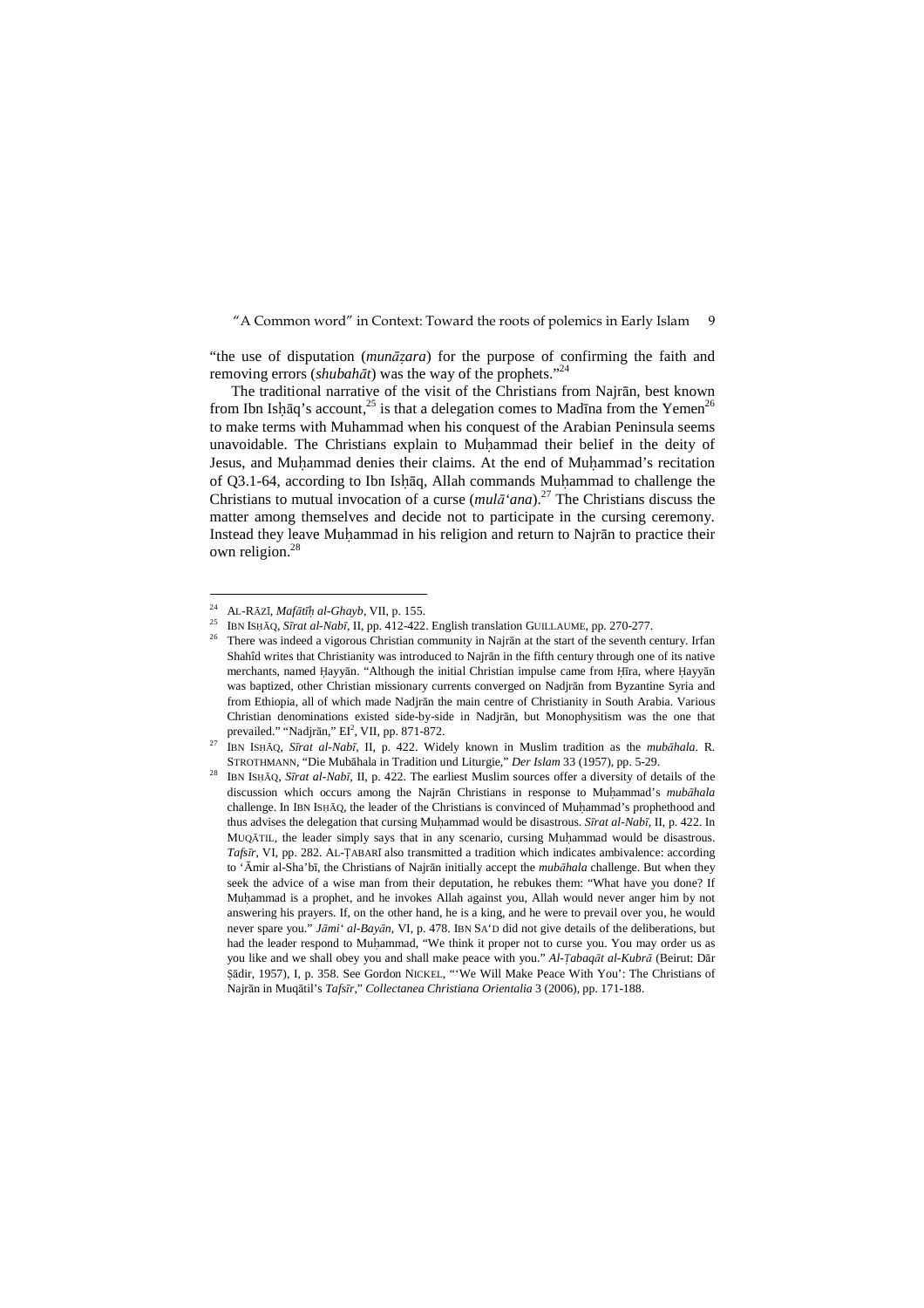"the use of disputation (*munāẓara*) for the purpose of confirming the faith and removing errors (*shubahāt*) was the way of the prophets."[24]

The traditional narrative of the visit of the Christians from Najrān, best known from Ibn Isḥāq's account,[25] is that a delegation comes to Madīna from the Yemen[26] to make terms with Muhammad when his conquest of the Arabian Peninsula seems unavoidable. The Christians explain to Muḥammad their belief in the deity of Jesus, and Muḥammad denies their claims. At the end of Muḥammad's recitation of Q3.1-64, according to Ibn Isḥāq, Allah commands Muḥammad to challenge the Christians to mutual invocation of a curse (*mulā'ana*).[27] The Christians discuss the matter among themselves and decide not to participate in the cursing ceremony. Instead they leave Muḥammad in his religion and return to Najrān to practice their own religion.[28]

---

[24] AL-RĀZĪ, *Mafātīḥ al-Ghayb*, VII, p. 155.

[25] IBN ISḤĀQ, *Sīrat al-Nabī*, II, pp. 412-422. English translation GUILLAUME, pp. 270-277.

[26] There was indeed a vigorous Christian community in Najrān at the start of the seventh century. Irfan Shahîd writes that Christianity was introduced to Najrān in the fifth century through one of its native merchants, named Ḥayyān. "Although the initial Christian impulse came from Ḥīra, where Ḥayyān was baptized, other Christian missionary currents converged on Nadjrān from Byzantine Syria and from Ethiopia, all of which made Nadjrān the main centre of Christianity in South Arabia. Various Christian denominations existed side-by-side in Nadjrān, but Monophysitism was the one that prevailed." "Nadjrān," EI², VII, pp. 871-872.

[27] IBN ISḤĀQ, *Sīrat al-Nabī*, II, p. 422. Widely known in Muslim tradition as the *mubāhala*. R. STROTHMANN, "Die Mubāhala in Tradition und Liturgie," *Der Islam* 33 (1957), pp. 5-29.

[28] IBN ISḤĀQ, *Sīrat al-Nabī*, II, p. 422. The earliest Muslim sources offer a diversity of details of the discussion which occurs among the Najrān Christians in response to Muḥammad's *mubāhala* challenge. In IBN ISḤĀQ, the leader of the Christians is convinced of Muḥammad's prophethood and thus advises the delegation that cursing Muḥammad would be disastrous. *Sīrat al-Nabī*, II, p. 422. In MUQĀTIL, the leader simply says that in any scenario, cursing Muḥammad would be disastrous. *Tafsīr*, VI, pp. 282. AL-ṬABARĪ also transmitted a tradition which indicates ambivalence: according to 'Āmir al-Sha'bī, the Christians of Najrān initially accept the *mubāhala* challenge. But when they seek the advice of a wise man from their deputation, he rebukes them: "What have you done? If Muḥammad is a prophet, and he invokes Allah against you, Allah would never anger him by not answering his prayers. If, on the other hand, he is a king, and he were to prevail over you, he would never spare you." *Jāmi' al-Bayān*, VI, p. 478. IBN SA'D did not give details of the deliberations, but had the leader respond to Muḥammad, "We think it proper not to curse you. You may order us as you like and we shall obey you and shall make peace with you." *Al-Ṭabaqāt al-Kubrā* (Beirut: Dār Ṣādir, 1957), I, p. 358. See Gordon NICKEL, "'We Will Make Peace With You': The Christians of Najrān in Muqātil's *Tafsīr*," *Collectanea Christiana Orientalia* 3 (2006), pp. 171-188.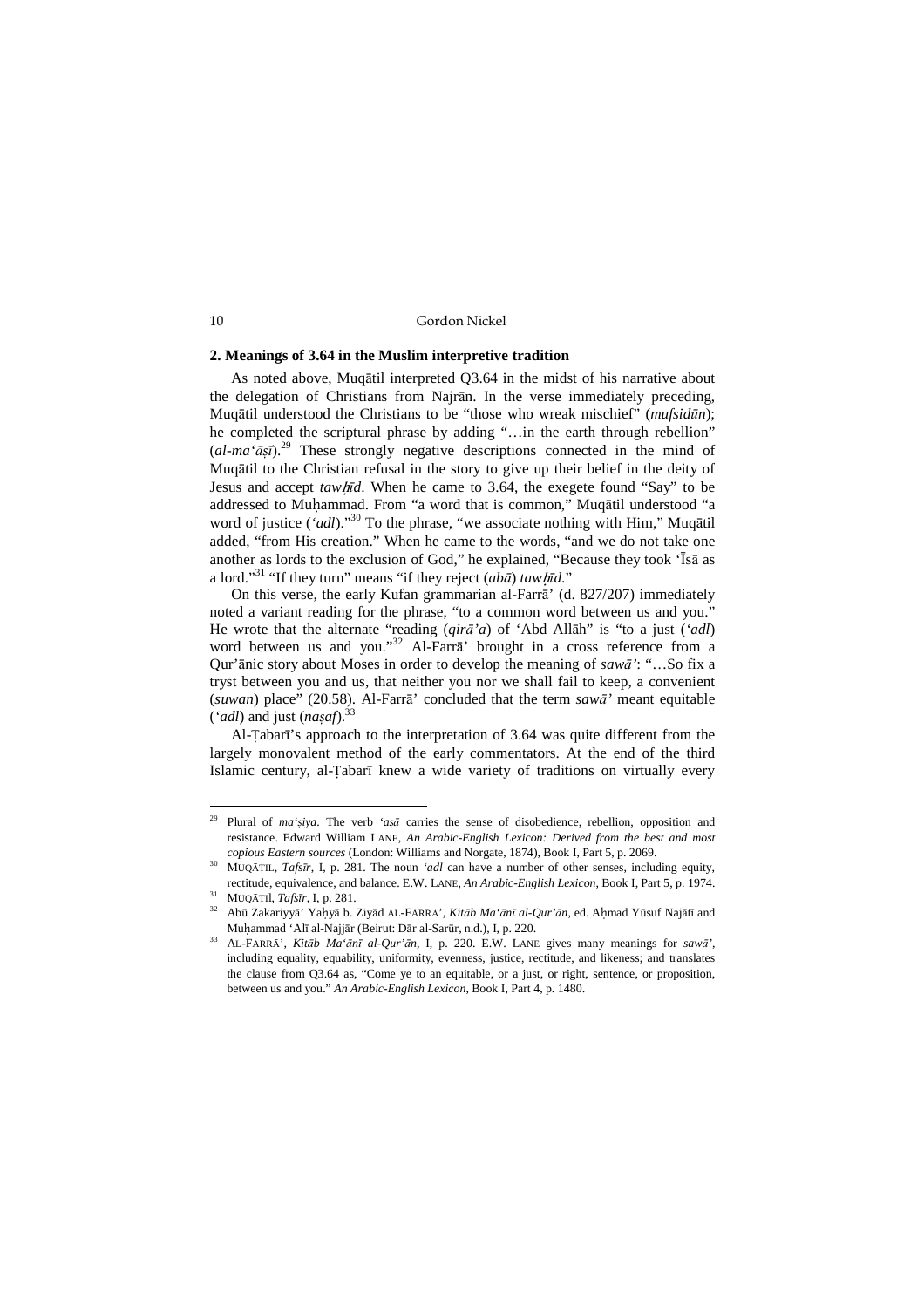## 2. Meanings of 3.64 in the Muslim interpretive tradition

As noted above, Muqātil interpreted Q3.64 in the midst of his narrative about the delegation of Christians from Najrān. In the verse immediately preceding, Muqātil understood the Christians to be "those who wreak mischief" (*mufsidūn*); he completed the scriptural phrase by adding "…in the earth through rebellion" (*al-ma'āṣī*).[29] These strongly negative descriptions connected in the mind of Muqātil to the Christian refusal in the story to give up their belief in the deity of Jesus and accept *tawḥīd*. When he came to 3.64, the exegete found "Say" to be addressed to Muḥammad. From "a word that is common," Muqātil understood "a word of justice (*'adl*)."[30] To the phrase, "we associate nothing with Him," Muqātil added, "from His creation." When he came to the words, "and we do not take one another as lords to the exclusion of God," he explained, "Because they took 'Īsā as a lord."[31] "If they turn" means "if they reject (*abā*) *tawḥīd*."

On this verse, the early Kufan grammarian al-Farrā' (d. 827/207) immediately noted a variant reading for the phrase, "to a common word between us and you." He wrote that the alternate "reading (*qirā'a*) of 'Abd Allāh" is "to a just (*'adl*) word between us and you."[32] Al-Farrā' brought in a cross reference from a Qur'ānic story about Moses in order to develop the meaning of *sawā'*: "…So fix a tryst between you and us, that neither you nor we shall fail to keep, a convenient (*suwan*) place" (20.58). Al-Farrā' concluded that the term *sawā'* meant equitable (*'adl*) and just (*naṣaf*).[33]

Al-Ṭabarī's approach to the interpretation of 3.64 was quite different from the largely monovalent method of the early commentators. At the end of the third Islamic century, al-Ṭabarī knew a wide variety of traditions on virtually every

---

[29] Plural of *ma'ṣiya*. The verb *'aṣā* carries the sense of disobedience, rebellion, opposition and resistance. Edward William LANE, *An Arabic-English Lexicon: Derived from the best and most copious Eastern sources* (London: Williams and Norgate, 1874), Book I, Part 5, p. 2069.

[30] MUQĀTIL, *Tafsīr*, I, p. 281. The noun *'adl* can have a number of other senses, including equity, rectitude, equivalence, and balance. E.W. LANE, *An Arabic-English Lexicon*, Book I, Part 5, p. 1974.

[31] MUQĀTIl, *Tafsīr*, I, p. 281.

[32] Abū Zakariyyā' Yaḥyā b. Ziyād AL-FARRĀ', *Kitāb Ma'ānī al-Qur'ān*, ed. Aḥmad Yūsuf Najātī and Muḥammad 'Alī al-Najjār (Beirut: Dār al-Sarūr, n.d.), I, p. 220.

[33] AL-FARRĀ', *Kitāb Ma'ānī al-Qur'ān*, I, p. 220. E.W. LANE gives many meanings for *sawā'*, including equality, equability, uniformity, evenness, justice, rectitude, and likeness; and translates the clause from Q3.64 as, "Come ye to an equitable, or a just, or right, sentence, or proposition, between us and you." *An Arabic-English Lexicon*, Book I, Part 4, p. 1480.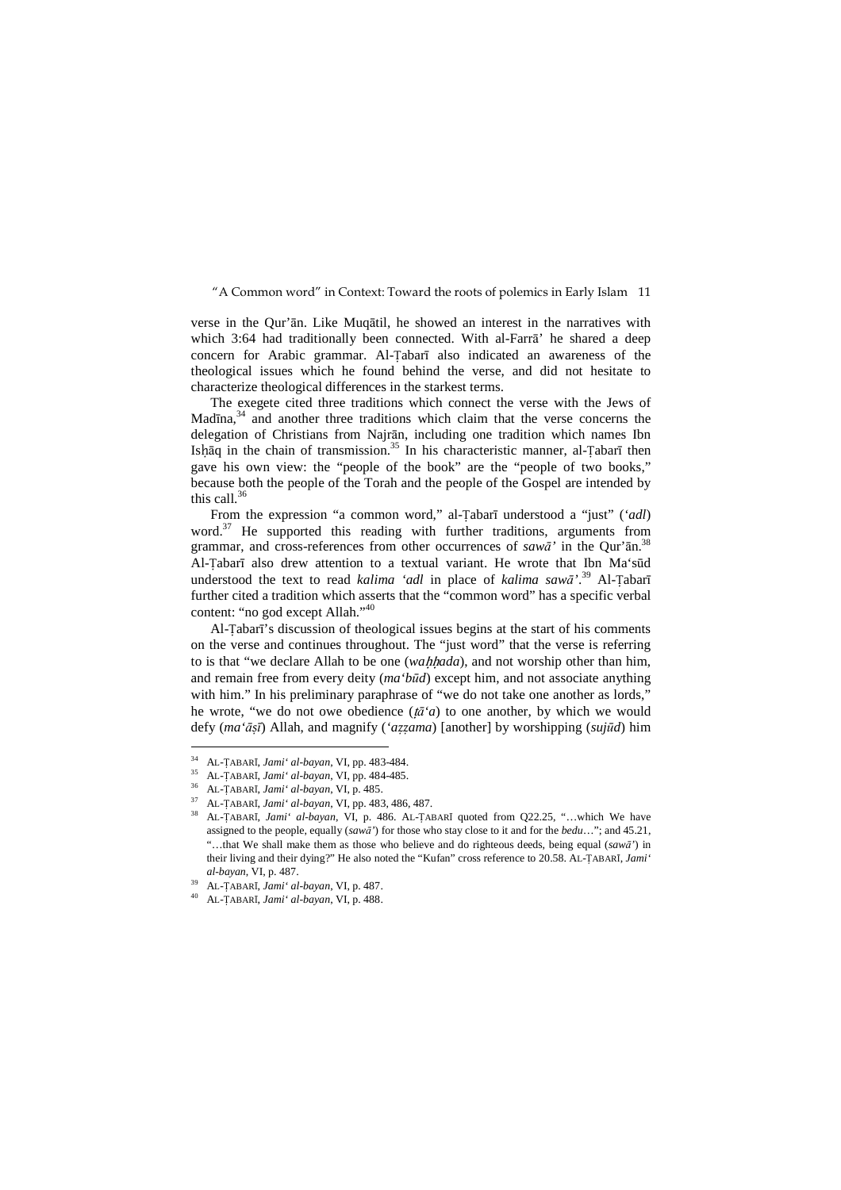verse in the Qur'ān. Like Muqātil, he showed an interest in the narratives with which 3:64 had traditionally been connected. With al-Farrā' he shared a deep concern for Arabic grammar. Al-Ṭabarī also indicated an awareness of the theological issues which he found behind the verse, and did not hesitate to characterize theological differences in the starkest terms.

The exegete cited three traditions which connect the verse with the Jews of Madīna,[34] and another three traditions which claim that the verse concerns the delegation of Christians from Najrān, including one tradition which names Ibn Isḥāq in the chain of transmission.[35] In his characteristic manner, al-Ṭabarī then gave his own view: the "people of the book" are the "people of two books," because both the people of the Torah and the people of the Gospel are intended by this call.[36]

From the expression "a common word," al-Ṭabarī understood a "just" (*'adl*) word.[37] He supported this reading with further traditions, arguments from grammar, and cross-references from other occurrences of *sawā'* in the Qur'ān.[38] Al-Ṭabarī also drew attention to a textual variant. He wrote that Ibn Ma'sūd understood the text to read *kalima 'adl* in place of *kalima sawā'*.[39] Al-Ṭabarī further cited a tradition which asserts that the "common word" has a specific verbal content: "no god except Allah."[40]

Al-Ṭabarī's discussion of theological issues begins at the start of his comments on the verse and continues throughout. The "just word" that the verse is referring to is that "we declare Allah to be one (*waḥḥada*), and not worship other than him, and remain free from every deity (*ma'būd*) except him, and not associate anything with him." In his preliminary paraphrase of "we do not take one another as lords," he wrote, "we do not owe obedience (*ṭā'a*) to one another, by which we would defy (*ma'āṣī*) Allah, and magnify (*'aẓẓama*) [another] by worshipping (*sujūd*) him

---

[34] AL-ṬABARĪ, *Jami' al-bayan*, VI, pp. 483-484.

[35] AL-ṬABARĪ, *Jami' al-bayan*, VI, pp. 484-485.

[36] AL-ṬABARĪ, *Jami' al-bayan*, VI, p. 485.

[37] AL-ṬABARĪ, *Jami' al-bayan*, VI, pp. 483, 486, 487.

[38] AL-ṬABARĪ, *Jami' al-bayan*, VI, p. 486. AL-ṬABARĪ quoted from Q22.25, "…which We have assigned to the people, equally (*sawā'*) for those who stay close to it and for the *bedu*…"; and 45.21, "…that We shall make them as those who believe and do righteous deeds, being equal (*sawā'*) in their living and their dying?" He also noted the "Kufan" cross reference to 20.58. AL-ṬABARĪ, *Jami' al-bayan*, VI, p. 487.

[39] AL-ṬABARĪ, *Jami' al-bayan*, VI, p. 487.

[40] AL-ṬABARĪ, *Jami' al-bayan*, VI, p. 488.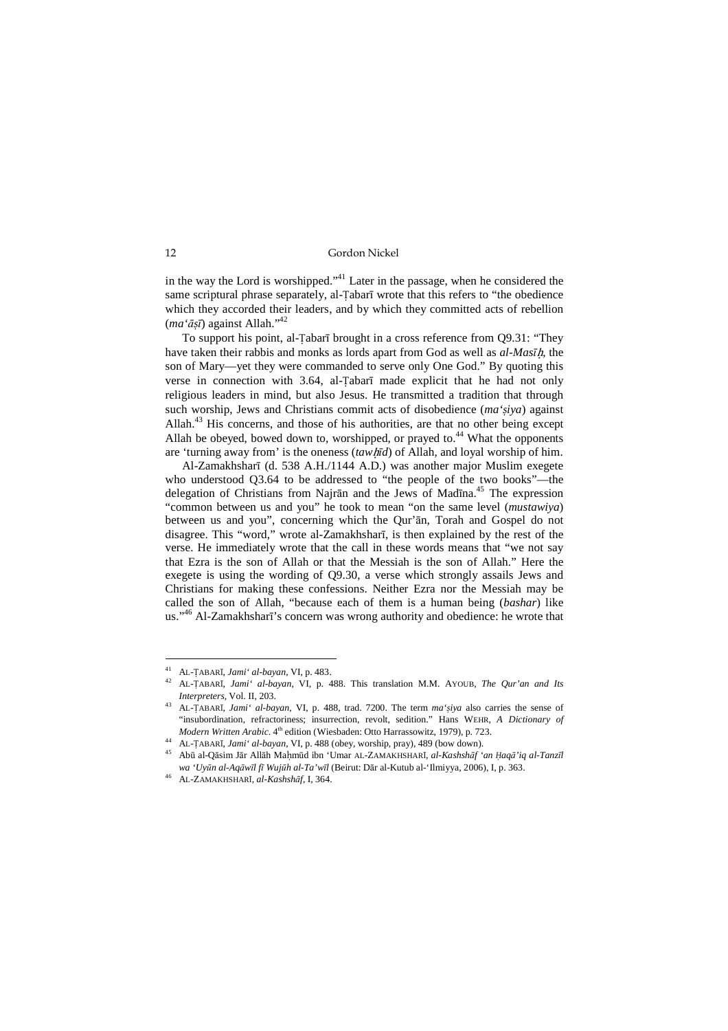in the way the Lord is worshipped."[41] Later in the passage, when he considered the same scriptural phrase separately, al-Ṭabarī wrote that this refers to "the obedience which they accorded their leaders, and by which they committed acts of rebellion (*ma'āṣī*) against Allah."[42]

To support his point, al-Ṭabarī brought in a cross reference from Q9.31: "They have taken their rabbis and monks as lords apart from God as well as *al-Masīḥ*, the son of Mary—yet they were commanded to serve only One God." By quoting this verse in connection with 3.64, al-Ṭabarī made explicit that he had not only religious leaders in mind, but also Jesus. He transmitted a tradition that through such worship, Jews and Christians commit acts of disobedience (*ma'ṣiya*) against Allah.[43] His concerns, and those of his authorities, are that no other being except Allah be obeyed, bowed down to, worshipped, or prayed to.[44] What the opponents are 'turning away from' is the oneness (*tawḥīd*) of Allah, and loyal worship of him.

Al-Zamakhsharī (d. 538 A.H./1144 A.D.) was another major Muslim exegete who understood Q3.64 to be addressed to "the people of the two books"—the delegation of Christians from Najrān and the Jews of Madīna.[45] The expression "common between us and you" he took to mean "on the same level (*mustawiya*) between us and you", concerning which the Qur'ān, Torah and Gospel do not disagree. This "word," wrote al-Zamakhsharī, is then explained by the rest of the verse. He immediately wrote that the call in these words means that "we not say that Ezra is the son of Allah or that the Messiah is the son of Allah." Here the exegete is using the wording of Q9.30, a verse which strongly assails Jews and Christians for making these confessions. Neither Ezra nor the Messiah may be called the son of Allah, "because each of them is a human being (*bashar*) like us."[46] Al-Zamakhsharī's concern was wrong authority and obedience: he wrote that

---

[41] AL-ṬABARĪ, *Jami' al-bayan*, VI, p. 483.

[42] AL-ṬABARĪ, *Jami' al-bayan*, VI, p. 488. This translation M.M. AYOUB, *The Qur'an and Its Interpreters*, Vol. II, 203.

[43] AL-ṬABARĪ, *Jami' al-bayan*, VI, p. 488, trad. 7200. The term *ma'ṣiya* also carries the sense of "insubordination, refractoriness; insurrection, revolt, sedition." Hans WEHR, *A Dictionary of Modern Written Arabic*. 4th edition (Wiesbaden: Otto Harrassowitz, 1979), p. 723.

[44] AL-ṬABARĪ, *Jami' al-bayan*, VI, p. 488 (obey, worship, pray), 489 (bow down).

[45] Abū al-Qāsim Jār Allāh Maḥmūd ibn 'Umar AL-ZAMAKHSHARĪ, *al-Kashshāf 'an Ḥaqā'iq al-Tanzīl wa 'Uyūn al-Aqāwīl fī Wujūh al-Ta'wīl* (Beirut: Dār al-Kutub al-'Ilmiyya, 2006), I, p. 363.

[46] AL-ZAMAKHSHARĪ, *al-Kashshāf*, I, 364.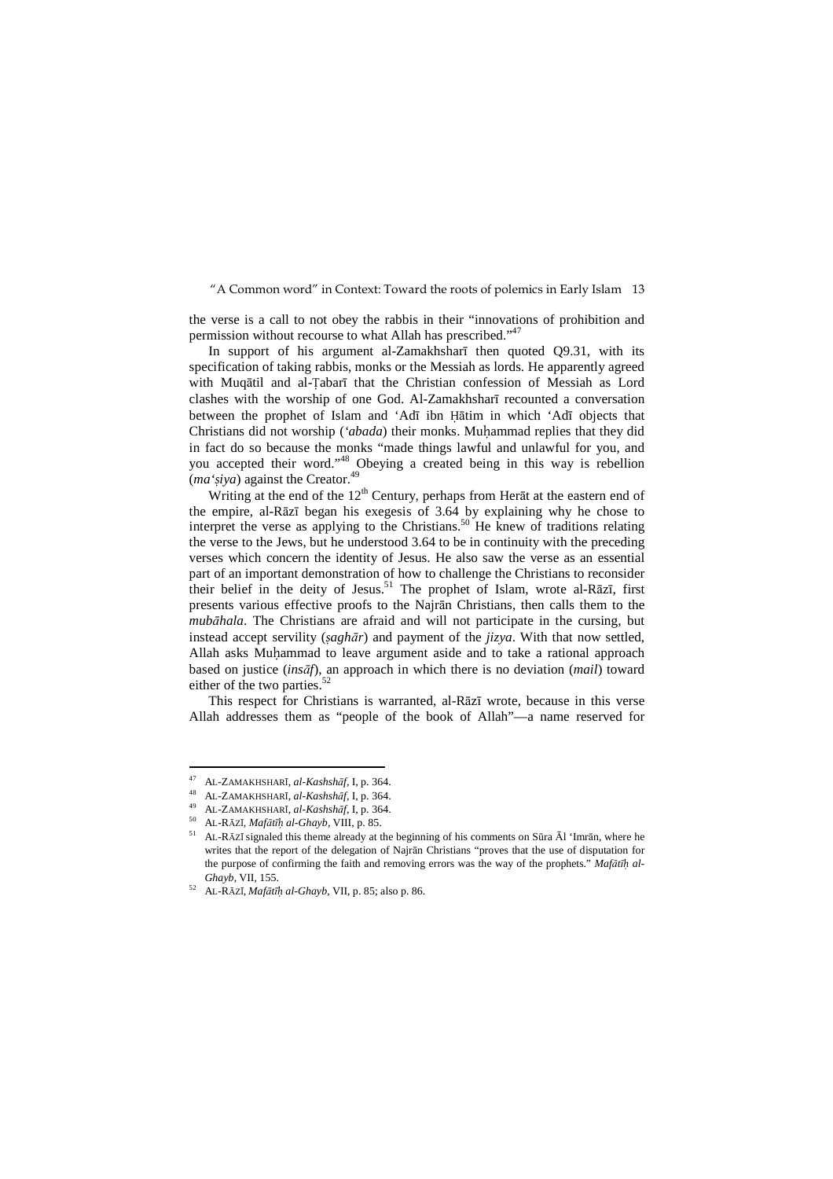the verse is a call to not obey the rabbis in their "innovations of prohibition and permission without recourse to what Allah has prescribed."[47]

In support of his argument al-Zamakhsharī then quoted Q9.31, with its specification of taking rabbis, monks or the Messiah as lords. He apparently agreed with Muqātil and al-Ṭabarī that the Christian confession of Messiah as Lord clashes with the worship of one God. Al-Zamakhsharī recounted a conversation between the prophet of Islam and ʻAdī ibn Ḥātim in which ʻAdī objects that Christians did not worship (*ʻabada*) their monks. Muḥammad replies that they did in fact do so because the monks "made things lawful and unlawful for you, and you accepted their word."[48] Obeying a created being in this way is rebellion (*maʻṣiya*) against the Creator.[49]

Writing at the end of the 12th Century, perhaps from Herāt at the eastern end of the empire, al-Rāzī began his exegesis of 3.64 by explaining why he chose to interpret the verse as applying to the Christians.[50] He knew of traditions relating the verse to the Jews, but he understood 3.64 to be in continuity with the preceding verses which concern the identity of Jesus. He also saw the verse as an essential part of an important demonstration of how to challenge the Christians to reconsider their belief in the deity of Jesus.[51] The prophet of Islam, wrote al-Rāzī, first presents various effective proofs to the Najrān Christians, then calls them to the *mubāhala*. The Christians are afraid and will not participate in the cursing, but instead accept servility (*ṣaghār*) and payment of the *jizya*. With that now settled, Allah asks Muḥammad to leave argument aside and to take a rational approach based on justice (*insāf*), an approach in which there is no deviation (*mail*) toward either of the two parties.[52]

This respect for Christians is warranted, al-Rāzī wrote, because in this verse Allah addresses them as "people of the book of Allah"—a name reserved for

---

[47] AL-ZAMAKHSHARĪ, *al-Kashshāf*, I, p. 364.

[48] AL-ZAMAKHSHARĪ, *al-Kashshāf*, I, p. 364.

[49] AL-ZAMAKHSHARĪ, *al-Kashshāf*, I, p. 364.

[50] AL-RĀZĪ, *Mafātīḥ al-Ghayb*, VIII, p. 85.

[51] AL-RĀZĪ signaled this theme already at the beginning of his comments on Sūra Āl ʻImrān, where he writes that the report of the delegation of Najrān Christians "proves that the use of disputation for the purpose of confirming the faith and removing errors was the way of the prophets." *Mafātīḥ al-Ghayb*, VII, 155.

[52] AL-RĀZĪ, *Mafātīḥ al-Ghayb*, VII, p. 85; also p. 86.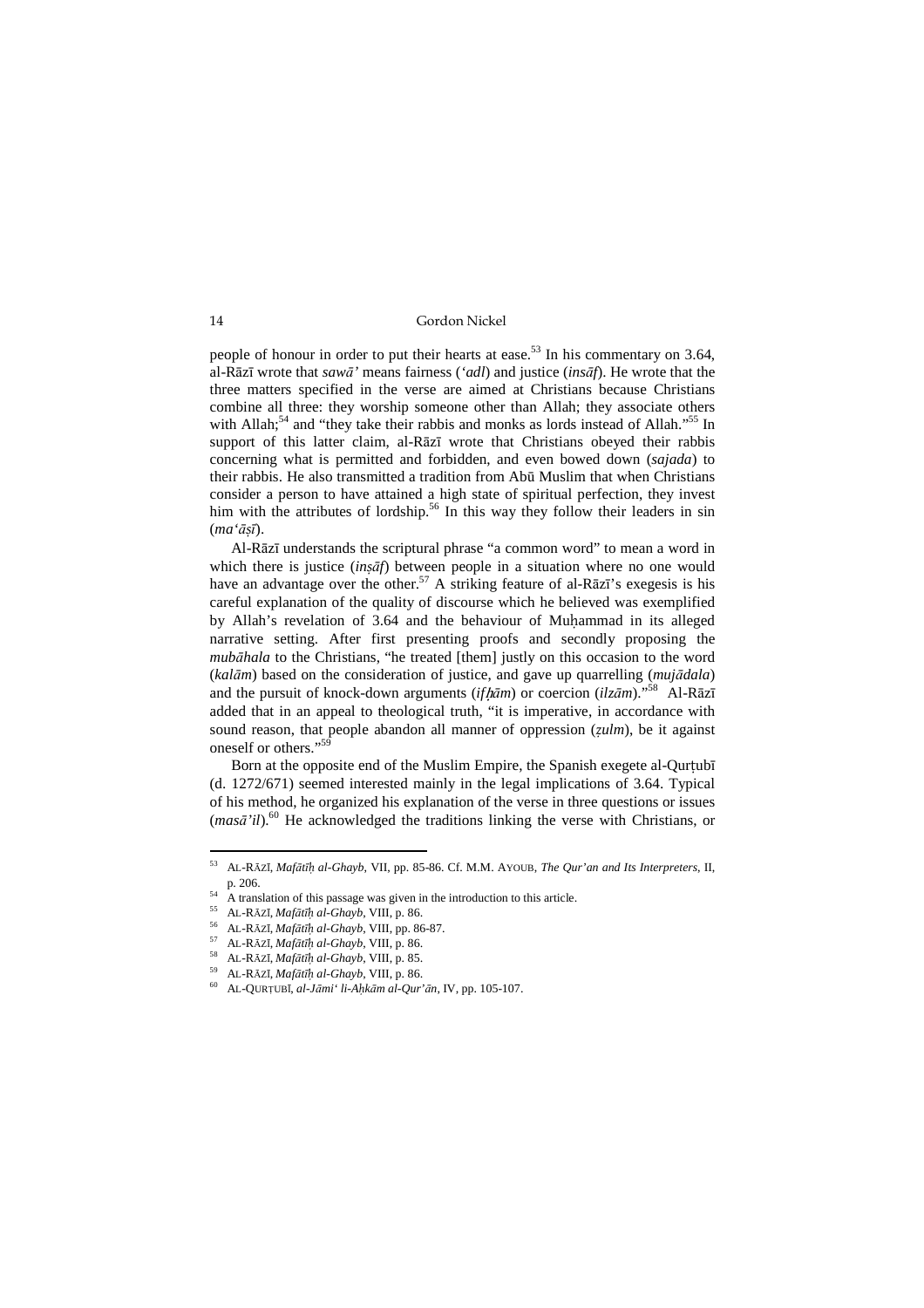people of honour in order to put their hearts at ease.[53] In his commentary on 3.64, al-Rāzī wrote that *sawā'* means fairness (*'adl*) and justice (*insāf*). He wrote that the three matters specified in the verse are aimed at Christians because Christians combine all three: they worship someone other than Allah; they associate others with Allah;[54] and "they take their rabbis and monks as lords instead of Allah."[55] In support of this latter claim, al-Rāzī wrote that Christians obeyed their rabbis concerning what is permitted and forbidden, and even bowed down (*sajada*) to their rabbis. He also transmitted a tradition from Abū Muslim that when Christians consider a person to have attained a high state of spiritual perfection, they invest him with the attributes of lordship.[56] In this way they follow their leaders in sin (*ma'āṣī*).

Al-Rāzī understands the scriptural phrase "a common word" to mean a word in which there is justice (*inṣāf*) between people in a situation where no one would have an advantage over the other.[57] A striking feature of al-Rāzī's exegesis is his careful explanation of the quality of discourse which he believed was exemplified by Allah's revelation of 3.64 and the behaviour of Muḥammad in its alleged narrative setting. After first presenting proofs and secondly proposing the *mubāhala* to the Christians, "he treated [them] justly on this occasion to the word (*kalām*) based on the consideration of justice, and gave up quarrelling (*mujādala*) and the pursuit of knock-down arguments (*ifḥām*) or coercion (*ilzām*)."[58] Al-Rāzī added that in an appeal to theological truth, "it is imperative, in accordance with sound reason, that people abandon all manner of oppression (*ẓulm*), be it against oneself or others."[59]

Born at the opposite end of the Muslim Empire, the Spanish exegete al-Qurṭubī (d. 1272/671) seemed interested mainly in the legal implications of 3.64. Typical of his method, he organized his explanation of the verse in three questions or issues (*masā'il*).[60] He acknowledged the traditions linking the verse with Christians, or

---

[53] AL-RĀZĪ, *Mafātīḥ al-Ghayb*, VII, pp. 85-86. Cf. M.M. AYOUB, *The Qur'an and Its Interpreters*, II, p. 206.

[54] A translation of this passage was given in the introduction to this article.

[55] AL-RĀZĪ, *Mafātīḥ al-Ghayb*, VIII, p. 86.

[56] AL-RĀZĪ, *Mafātīḥ al-Ghayb*, VIII, pp. 86-87.

[57] AL-RĀZĪ, *Mafātīḥ al-Ghayb*, VIII, p. 86.

[58] AL-RĀZĪ, *Mafātīḥ al-Ghayb*, VIII, p. 85.

[59] AL-RĀZĪ, *Mafātīḥ al-Ghayb*, VIII, p. 86.

[60] AL-QURṬUBĪ, *al-Jāmi' li-Aḥkām al-Qur'ān*, IV, pp. 105-107.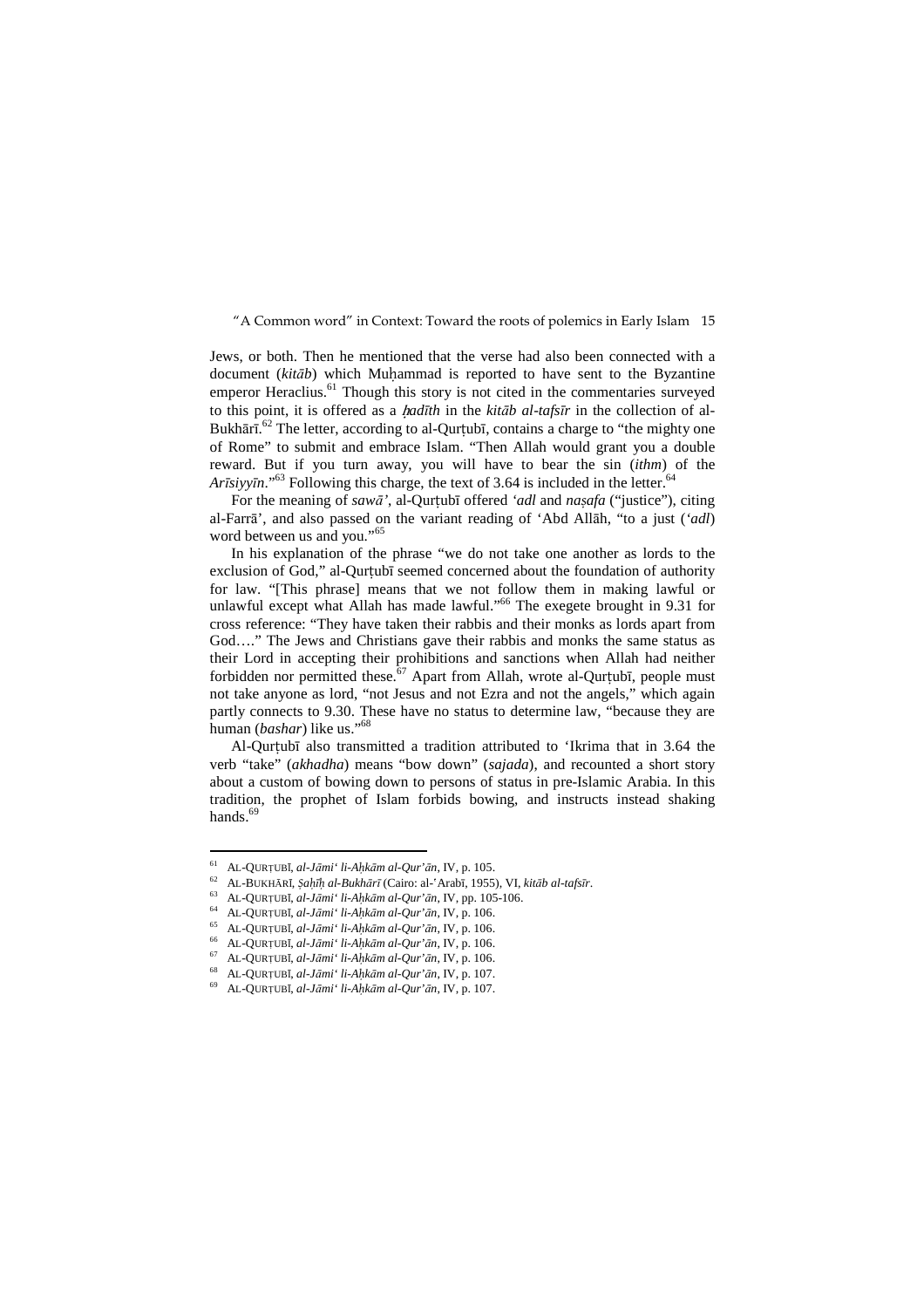Jews, or both. Then he mentioned that the verse had also been connected with a document (*kitāb*) which Muḥammad is reported to have sent to the Byzantine emperor Heraclius.[61] Though this story is not cited in the commentaries surveyed to this point, it is offered as a *ḥadīth* in the *kitāb al-tafsīr* in the collection of al-Bukhārī.[62] The letter, according to al-Qurṭubī, contains a charge to "the mighty one of Rome" to submit and embrace Islam. "Then Allah would grant you a double reward. But if you turn away, you will have to bear the sin (*ithm*) of the *Arīsiyyīn*."[63] Following this charge, the text of 3.64 is included in the letter.[64]

For the meaning of *sawā'*, al-Qurṭubī offered *'adl* and *naṣafa* ("justice"), citing al-Farrā', and also passed on the variant reading of 'Abd Allāh, "to a just (*'adl*) word between us and you."[65]

In his explanation of the phrase "we do not take one another as lords to the exclusion of God," al-Qurṭubī seemed concerned about the foundation of authority for law. "[This phrase] means that we not follow them in making lawful or unlawful except what Allah has made lawful."[66] The exegete brought in 9.31 for cross reference: "They have taken their rabbis and their monks as lords apart from God…." The Jews and Christians gave their rabbis and monks the same status as their Lord in accepting their prohibitions and sanctions when Allah had neither forbidden nor permitted these.[67] Apart from Allah, wrote al-Qurṭubī, people must not take anyone as lord, "not Jesus and not Ezra and not the angels," which again partly connects to 9.30. These have no status to determine law, "because they are human (*bashar*) like us."[68]

Al-Qurṭubī also transmitted a tradition attributed to 'Ikrima that in 3.64 the verb "take" (*akhadha*) means "bow down" (*sajada*), and recounted a short story about a custom of bowing down to persons of status in pre-Islamic Arabia. In this tradition, the prophet of Islam forbids bowing, and instructs instead shaking hands.[69]

---

[61] AL-QURṬUBĪ, *al-Jāmi' li-Aḥkām al-Qur'ān*, IV, p. 105.

[62] AL-BUKHĀRĪ, *Ṣaḥīḥ al-Bukhārī* (Cairo: al-'Arabī, 1955), VI, *kitāb al-tafsīr*.

[63] AL-QURṬUBĪ, *al-Jāmi' li-Aḥkām al-Qur'ān*, IV, pp. 105-106.

[64] AL-QURṬUBĪ, *al-Jāmi' li-Aḥkām al-Qur'ān*, IV, p. 106.

[65] AL-QURṬUBĪ, *al-Jāmi' li-Aḥkām al-Qur'ān*, IV, p. 106.

[66] AL-QURṬUBĪ, *al-Jāmi' li-Aḥkām al-Qur'ān*, IV, p. 106.

[67] AL-QURṬUBĪ, *al-Jāmi' li-Aḥkām al-Qur'ān*, IV, p. 106.

[68] AL-QURṬUBĪ, *al-Jāmi' li-Aḥkām al-Qur'ān*, IV, p. 107.

[69] AL-QURṬUBĪ, *al-Jāmi' li-Aḥkām al-Qur'ān*, IV, p. 107.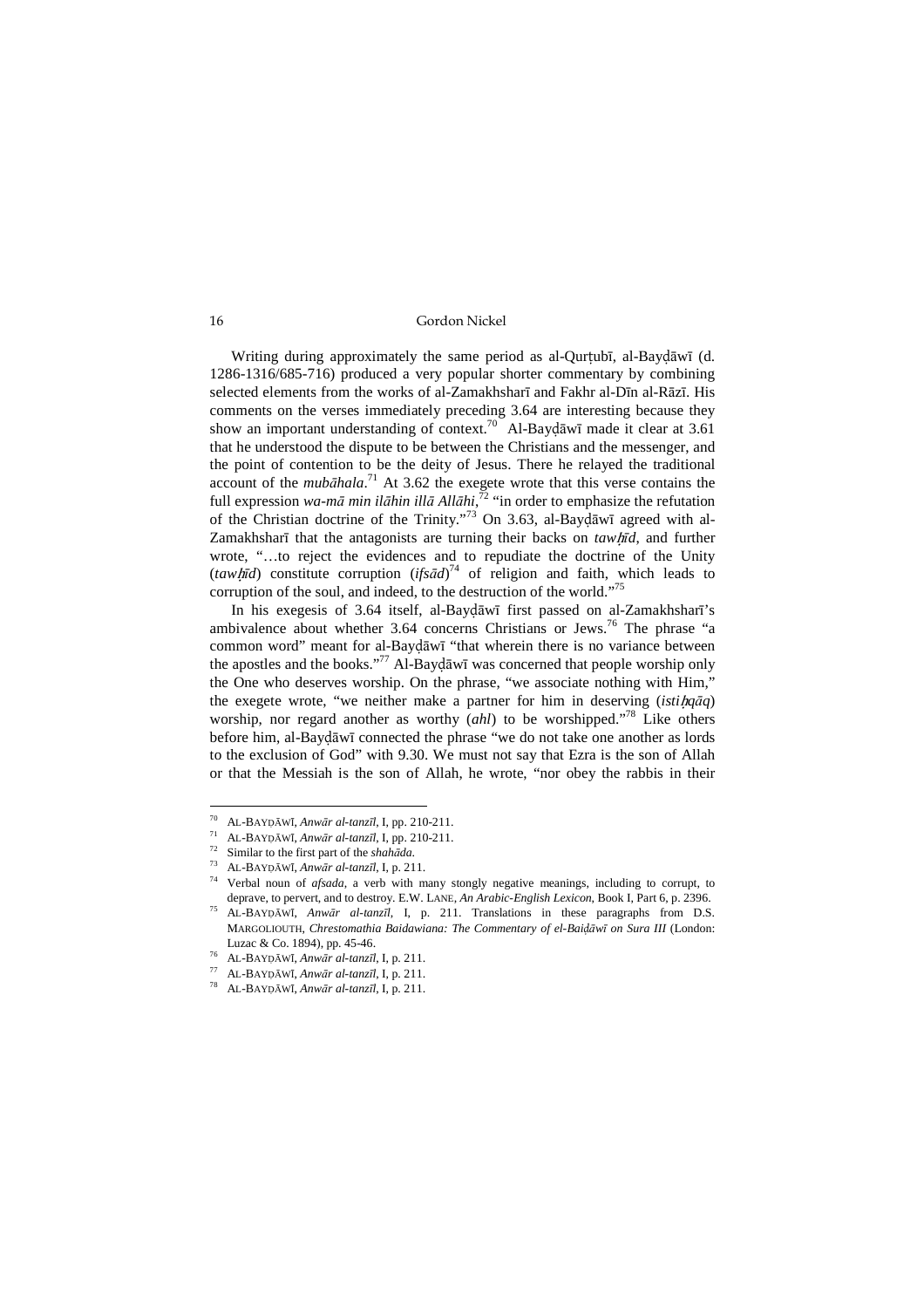Writing during approximately the same period as al-Qurṭubī, al-Bayḍāwī (d. 1286-1316/685-716) produced a very popular shorter commentary by combining selected elements from the works of al-Zamakhsharī and Fakhr al-Dīn al-Rāzī. His comments on the verses immediately preceding 3.64 are interesting because they show an important understanding of context.[70] Al-Bayḍāwī made it clear at 3.61 that he understood the dispute to be between the Christians and the messenger, and the point of contention to be the deity of Jesus. There he relayed the traditional account of the *mubāhala*.[71] At 3.62 the exegete wrote that this verse contains the full expression *wa-mā min ilāhin illā Allāhi*,[72] "in order to emphasize the refutation of the Christian doctrine of the Trinity."[73] On 3.63, al-Bayḍāwī agreed with al-Zamakhsharī that the antagonists are turning their backs on *tawḥīd*, and further wrote, "…to reject the evidences and to repudiate the doctrine of the Unity (*tawḥīd*) constitute corruption (*ifsād*)[74] of religion and faith, which leads to corruption of the soul, and indeed, to the destruction of the world."[75]

In his exegesis of 3.64 itself, al-Bayḍāwī first passed on al-Zamakhsharī's ambivalence about whether 3.64 concerns Christians or Jews.[76] The phrase "a common word" meant for al-Bayḍāwī "that wherein there is no variance between the apostles and the books."[77] Al-Bayḍāwī was concerned that people worship only the One who deserves worship. On the phrase, "we associate nothing with Him," the exegete wrote, "we neither make a partner for him in deserving (*istiḥqāq*) worship, nor regard another as worthy (*ahl*) to be worshipped."[78] Like others before him, al-Bayḍāwī connected the phrase "we do not take one another as lords to the exclusion of God" with 9.30. We must not say that Ezra is the son of Allah or that the Messiah is the son of Allah, he wrote, "nor obey the rabbis in their

---

[70] AL-BAYḌĀWĪ, *Anwār al-tanzīl*, I, pp. 210-211.

[71] AL-BAYḌĀWĪ, *Anwār al-tanzīl*, I, pp. 210-211.

[72] Similar to the first part of the *shahāda*.

[73] AL-BAYḌĀWĪ, *Anwār al-tanzīl*, I, p. 211.

[74] Verbal noun of *afsada*, a verb with many stongly negative meanings, including to corrupt, to deprave, to pervert, and to destroy. E.W. LANE, *An Arabic-English Lexicon*, Book I, Part 6, p. 2396.

[75] AL-BAYḌĀWĪ, *Anwār al-tanzīl*, I, p. 211. Translations in these paragraphs from D.S. MARGOLIOUTH, *Chrestomathia Baidawiana: The Commentary of el-Baiḍāwī on Sura III* (London: Luzac & Co. 1894), pp. 45-46.

[76] AL-BAYḌĀWĪ, *Anwār al-tanzīl*, I, p. 211.

[77] AL-BAYḌĀWĪ, *Anwār al-tanzīl*, I, p. 211.

[78] AL-BAYḌĀWĪ, *Anwār al-tanzīl*, I, p. 211.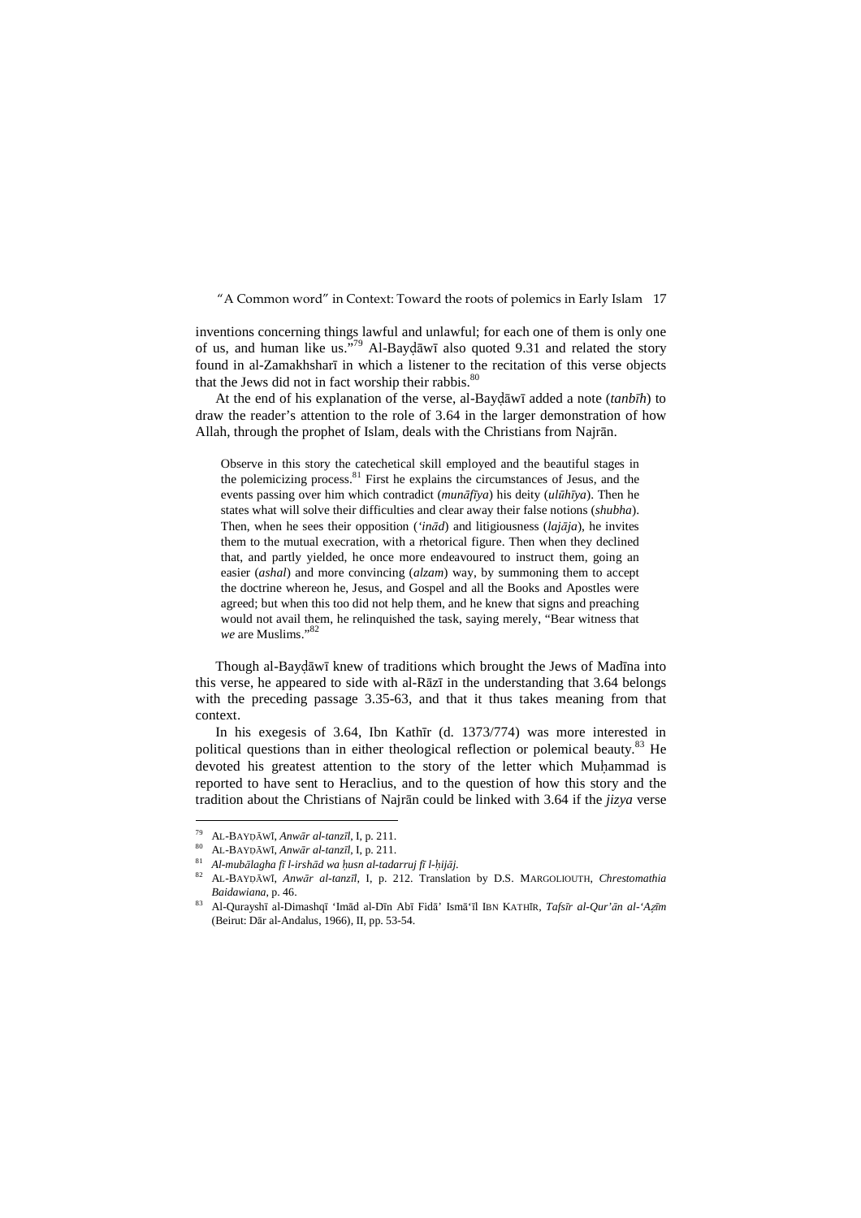inventions concerning things lawful and unlawful; for each one of them is only one of us, and human like us."[79] Al-Bayḍāwī also quoted 9.31 and related the story found in al-Zamakhsharī in which a listener to the recitation of this verse objects that the Jews did not in fact worship their rabbis.[80]

At the end of his explanation of the verse, al-Bayḍāwī added a note (*tanbīh*) to draw the reader's attention to the role of 3.64 in the larger demonstration of how Allah, through the prophet of Islam, deals with the Christians from Najrān.

> Observe in this story the catechetical skill employed and the beautiful stages in the polemicizing process.[81] First he explains the circumstances of Jesus, and the events passing over him which contradict (*munāfīya*) his deity (*ulūhīya*). Then he states what will solve their difficulties and clear away their false notions (*shubha*). Then, when he sees their opposition (*'inād*) and litigiousness (*lajāja*), he invites them to the mutual execration, with a rhetorical figure. Then when they declined that, and partly yielded, he once more endeavoured to instruct them, going an easier (*ashal*) and more convincing (*alzam*) way, by summoning them to accept the doctrine whereon he, Jesus, and Gospel and all the Books and Apostles were agreed; but when this too did not help them, and he knew that signs and preaching would not avail them, he relinquished the task, saying merely, "Bear witness that *we* are Muslims."[82]

Though al-Bayḍāwī knew of traditions which brought the Jews of Madīna into this verse, he appeared to side with al-Rāzī in the understanding that 3.64 belongs with the preceding passage 3.35-63, and that it thus takes meaning from that context.

In his exegesis of 3.64, Ibn Kathīr (d. 1373/774) was more interested in political questions than in either theological reflection or polemical beauty.[83] He devoted his greatest attention to the story of the letter which Muḥammad is reported to have sent to Heraclius, and to the question of how this story and the tradition about the Christians of Najrān could be linked with 3.64 if the *jizya* verse

---

[79] AL-BAYḌĀWĪ, *Anwār al-tanzīl*, I, p. 211.

[80] AL-BAYḌĀWĪ, *Anwār al-tanzīl*, I, p. 211.

[81] *Al-mubālagha fī l-irshād wa ḥusn al-tadarruj fī l-ḥijāj*.

[82] AL-BAYḌĀWĪ, *Anwār al-tanzīl*, I, p. 212. Translation by D.S. MARGOLIOUTH, *Chrestomathia Baidawiana*, p. 46.

[83] Al-Qurayshī al-Dimashqī 'Imād al-Dīn Abī Fidā' Ismā'īl IBN KATHĪR, *Tafsīr al-Qur'ān al-'Aẓīm* (Beirut: Dār al-Andalus, 1966), II, pp. 53-54.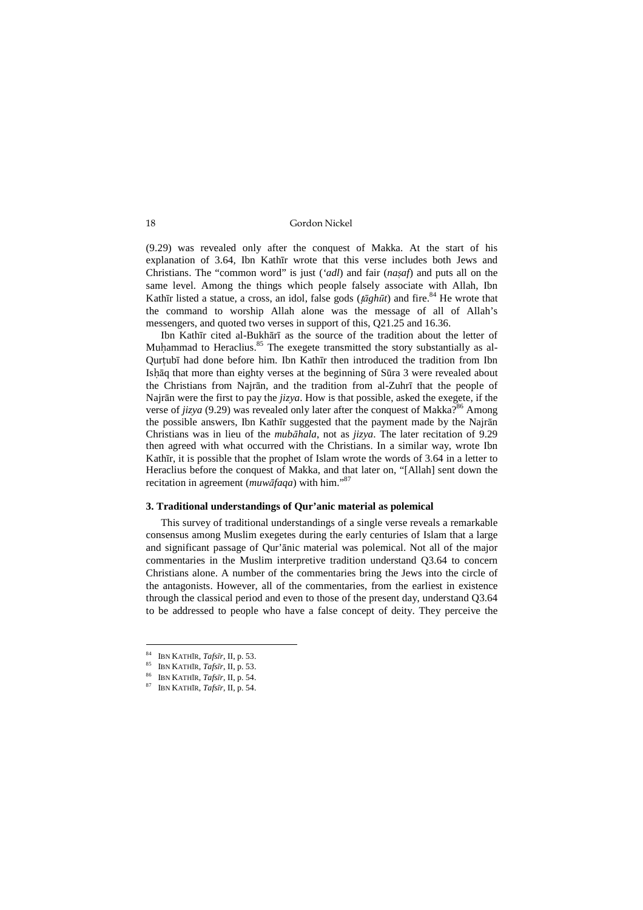(9.29) was revealed only after the conquest of Makka. At the start of his explanation of 3.64, Ibn Kathīr wrote that this verse includes both Jews and Christians. The "common word" is just (*'adl*) and fair (*naṣaf*) and puts all on the same level. Among the things which people falsely associate with Allah, Ibn Kathīr listed a statue, a cross, an idol, false gods (*ṭāghūt*) and fire.[84] He wrote that the command to worship Allah alone was the message of all of Allah's messengers, and quoted two verses in support of this, Q21.25 and 16.36.

Ibn Kathīr cited al-Bukhārī as the source of the tradition about the letter of Muḥammad to Heraclius.[85] The exegete transmitted the story substantially as al-Qurṭubī had done before him. Ibn Kathīr then introduced the tradition from Ibn Isḥāq that more than eighty verses at the beginning of Sūra 3 were revealed about the Christians from Najrān, and the tradition from al-Zuhrī that the people of Najrān were the first to pay the *jizya*. How is that possible, asked the exegete, if the verse of *jizya* (9.29) was revealed only later after the conquest of Makka?[86] Among the possible answers, Ibn Kathīr suggested that the payment made by the Najrān Christians was in lieu of the *mubāhala*, not as *jizya*. The later recitation of 9.29 then agreed with what occurred with the Christians. In a similar way, wrote Ibn Kathīr, it is possible that the prophet of Islam wrote the words of 3.64 in a letter to Heraclius before the conquest of Makka, and that later on, "[Allah] sent down the recitation in agreement (*muwāfaqa*) with him."[87]

### 3. Traditional understandings of Qur'anic material as polemical

This survey of traditional understandings of a single verse reveals a remarkable consensus among Muslim exegetes during the early centuries of Islam that a large and significant passage of Qur'ānic material was polemical. Not all of the major commentaries in the Muslim interpretive tradition understand Q3.64 to concern Christians alone. A number of the commentaries bring the Jews into the circle of the antagonists. However, all of the commentaries, from the earliest in existence through the classical period and even to those of the present day, understand Q3.64 to be addressed to people who have a false concept of deity. They perceive the

---

[84] IBN KATHĪR, *Tafsīr*, II, p. 53.
[85] IBN KATHĪR, *Tafsīr*, II, p. 53.
[86] IBN KATHĪR, *Tafsīr*, II, p. 54.
[87] IBN KATHĪR, *Tafsīr*, II, p. 54.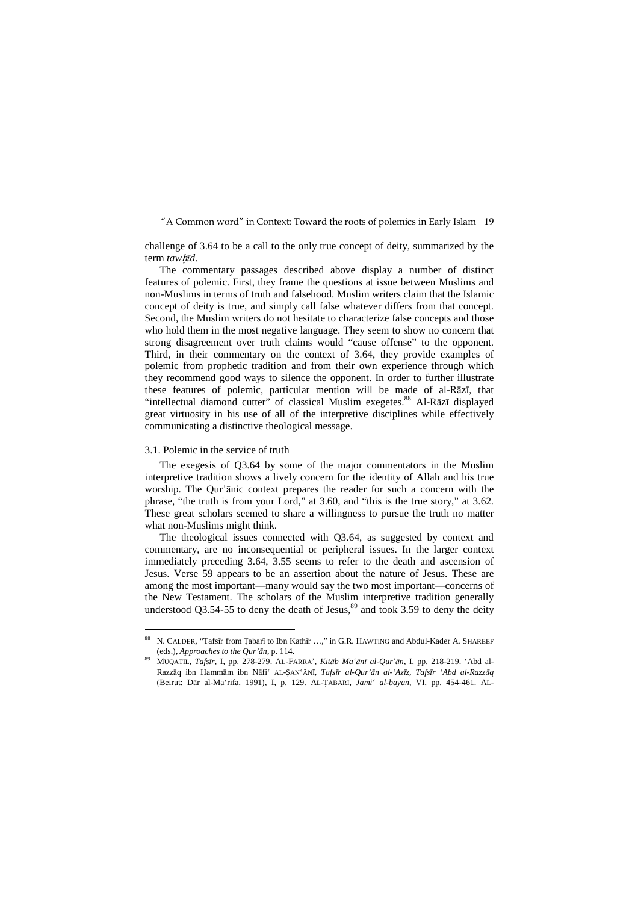challenge of 3.64 to be a call to the only true concept of deity, summarized by the term *tawḥīd*.

The commentary passages described above display a number of distinct features of polemic. First, they frame the questions at issue between Muslims and non-Muslims in terms of truth and falsehood. Muslim writers claim that the Islamic concept of deity is true, and simply call false whatever differs from that concept. Second, the Muslim writers do not hesitate to characterize false concepts and those who hold them in the most negative language. They seem to show no concern that strong disagreement over truth claims would "cause offense" to the opponent. Third, in their commentary on the context of 3.64, they provide examples of polemic from prophetic tradition and from their own experience through which they recommend good ways to silence the opponent. In order to further illustrate these features of polemic, particular mention will be made of al-Rāzī, that "intellectual diamond cutter" of classical Muslim exegetes.[88] Al-Rāzī displayed great virtuosity in his use of all of the interpretive disciplines while effectively communicating a distinctive theological message.

### 3.1. Polemic in the service of truth

The exegesis of Q3.64 by some of the major commentators in the Muslim interpretive tradition shows a lively concern for the identity of Allah and his true worship. The Qur'ānic context prepares the reader for such a concern with the phrase, "the truth is from your Lord," at 3.60, and "this is the true story," at 3.62. These great scholars seemed to share a willingness to pursue the truth no matter what non-Muslims might think.

The theological issues connected with Q3.64, as suggested by context and commentary, are no inconsequential or peripheral issues. In the larger context immediately preceding 3.64, 3.55 seems to refer to the death and ascension of Jesus. Verse 59 appears to be an assertion about the nature of Jesus. These are among the most important—many would say the two most important—concerns of the New Testament. The scholars of the Muslim interpretive tradition generally understood Q3.54-55 to deny the death of Jesus,[89] and took 3.59 to deny the deity

---

[88] N. CALDER, "Tafsīr from Ṭabarī to Ibn Kathīr …," in G.R. HAWTING and Abdul-Kader A. SHAREEF (eds.), *Approaches to the Qur'ān*, p. 114.

[89] MUQĀTIL, *Tafsīr*, I, pp. 278-279. AL-FARRĀ', *Kitāb Ma'ānī al-Qur'ān*, I, pp. 218-219. 'Abd al-Razzāq ibn Hammām ibn Nāfi' AL-ṢAN'ĀNĪ, *Tafsīr al-Qur'ān al-'Azīz, Tafsīr 'Abd al-Razzāq* (Beirut: Dār al-Ma'rifa, 1991), I, p. 129. AL-ṬABARĪ, *Jami' al-bayan*, VI, pp. 454-461. AL-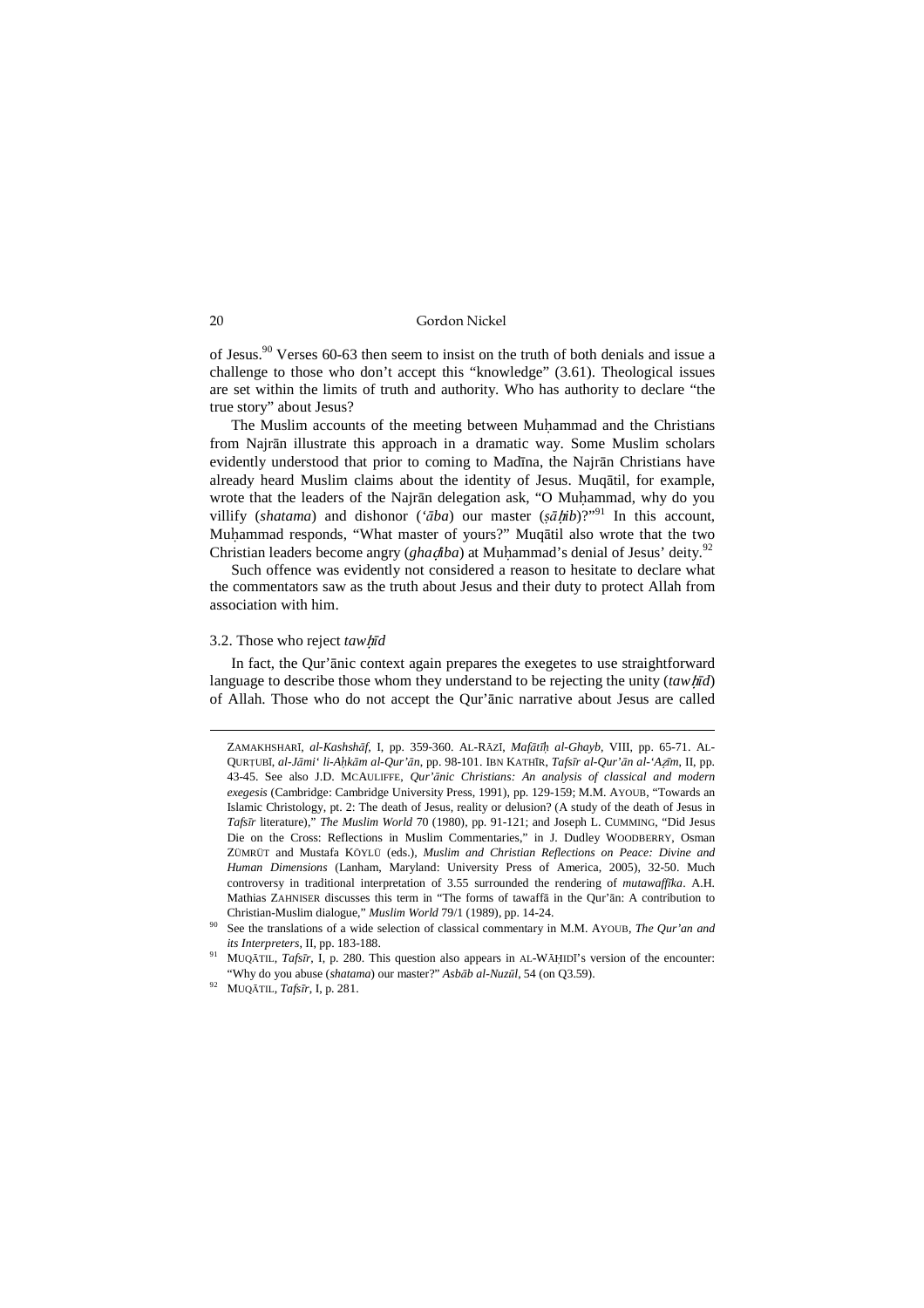of Jesus.[90] Verses 60-63 then seem to insist on the truth of both denials and issue a challenge to those who don't accept this "knowledge" (3.61). Theological issues are set within the limits of truth and authority. Who has authority to declare "the true story" about Jesus?

The Muslim accounts of the meeting between Muḥammad and the Christians from Najrān illustrate this approach in a dramatic way. Some Muslim scholars evidently understood that prior to coming to Madīna, the Najrān Christians have already heard Muslim claims about the identity of Jesus. Muqātil, for example, wrote that the leaders of the Najrān delegation ask, "O Muḥammad, why do you villify (*shatama*) and dishonor (*'āba*) our master (*ṣāḥib*)?"[91] In this account, Muḥammad responds, "What master of yours?" Muqātil also wrote that the two Christian leaders become angry (*ghaḍiba*) at Muḥammad's denial of Jesus' deity.[92]

Such offence was evidently not considered a reason to hesitate to declare what the commentators saw as the truth about Jesus and their duty to protect Allah from association with him.

### 3.2. Those who reject *tawḥīd*

In fact, the Qur'ānic context again prepares the exegetes to use straightforward language to describe those whom they understand to be rejecting the unity (*tawḥīd*) of Allah. Those who do not accept the Qur'ānic narrative about Jesus are called

---

ZAMAKHSHARĪ, *al-Kashshāf*, I, pp. 359-360. AL-RĀZĪ, *Mafātīḥ al-Ghayb*, VIII, pp. 65-71. AL-QURṬUBĪ, *al-Jāmi' li-Aḥkām al-Qur'ān*, pp. 98-101. IBN KATHĪR, *Tafsīr al-Qur'ān al-'Aẓīm*, II, pp. 43-45. See also J.D. MCAULIFFE, *Qur'ānic Christians: An analysis of classical and modern exegesis* (Cambridge: Cambridge University Press, 1991), pp. 129-159; M.M. AYOUB, "Towards an Islamic Christology, pt. 2: The death of Jesus, reality or delusion? (A study of the death of Jesus in *Tafsīr* literature)," *The Muslim World* 70 (1980), pp. 91-121; and Joseph L. CUMMING, "Did Jesus Die on the Cross: Reflections in Muslim Commentaries," in J. Dudley WOODBERRY, Osman ZÜMRÜT and Mustafa KÖYLÜ (eds.), *Muslim and Christian Reflections on Peace: Divine and Human Dimensions* (Lanham, Maryland: University Press of America, 2005), 32-50. Much controversy in traditional interpretation of 3.55 surrounded the rendering of *mutawaffīka*. A.H. Mathias ZAHNISER discusses this term in "The forms of tawaffā in the Qur'ān: A contribution to Christian-Muslim dialogue," *Muslim World* 79/1 (1989), pp. 14-24.

[90] See the translations of a wide selection of classical commentary in M.M. AYOUB, *The Qur'an and its Interpreters*, II, pp. 183-188.

[91] MUQĀTIL, *Tafsīr*, I, p. 280. This question also appears in AL-WĀḤIDĪ's version of the encounter: "Why do you abuse (*shatama*) our master?" *Asbāb al-Nuzūl*, 54 (on Q3.59).

[92] MUQĀTIL, *Tafsīr*, I, p. 281.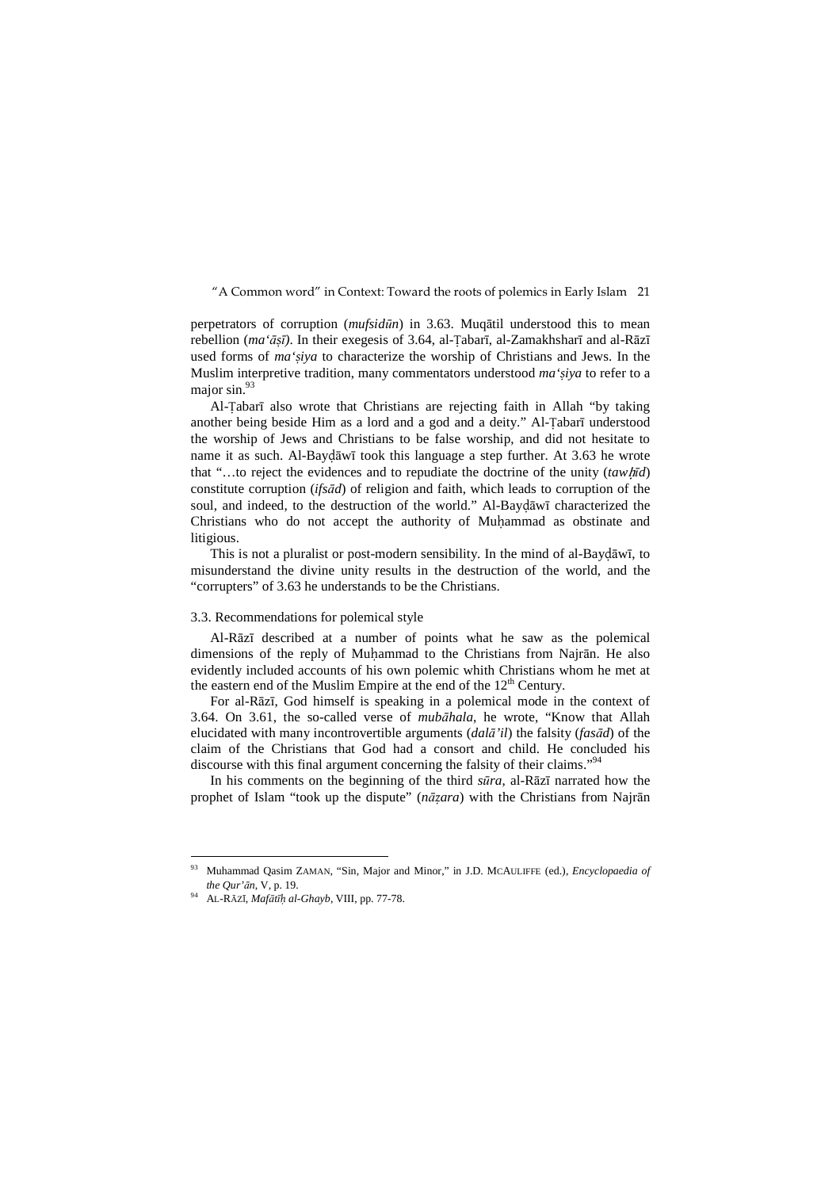perpetrators of corruption (*mufsidūn*) in 3.63. Muqātil understood this to mean rebellion (*maʿāṣī)*. In their exegesis of 3.64, al-Ṭabarī, al-Zamakhsharī and al-Rāzī used forms of *maʿṣiya* to characterize the worship of Christians and Jews. In the Muslim interpretive tradition, many commentators understood *maʿṣiya* to refer to a major sin.[93]

Al-Ṭabarī also wrote that Christians are rejecting faith in Allah "by taking another being beside Him as a lord and a god and a deity." Al-Ṭabarī understood the worship of Jews and Christians to be false worship, and did not hesitate to name it as such. Al-Bayḍāwī took this language a step further. At 3.63 he wrote that "…to reject the evidences and to repudiate the doctrine of the unity (*tawḥīd*) constitute corruption (*ifsād*) of religion and faith, which leads to corruption of the soul, and indeed, to the destruction of the world." Al-Bayḍāwī characterized the Christians who do not accept the authority of Muḥammad as obstinate and litigious.

This is not a pluralist or post-modern sensibility. In the mind of al-Bayḍāwī, to misunderstand the divine unity results in the destruction of the world, and the "corrupters" of 3.63 he understands to be the Christians.

### 3.3. Recommendations for polemical style

Al-Rāzī described at a number of points what he saw as the polemical dimensions of the reply of Muḥammad to the Christians from Najrān. He also evidently included accounts of his own polemic whith Christians whom he met at the eastern end of the Muslim Empire at the end of the 12th Century.

For al-Rāzī, God himself is speaking in a polemical mode in the context of 3.64. On 3.61, the so-called verse of *mubāhala*, he wrote, "Know that Allah elucidated with many incontrovertible arguments (*dalāʾil*) the falsity (*fasād*) of the claim of the Christians that God had a consort and child. He concluded his discourse with this final argument concerning the falsity of their claims."[94]

In his comments on the beginning of the third *sūra*, al-Rāzī narrated how the prophet of Islam "took up the dispute" (*nāẓara*) with the Christians from Najrān

---

[93] Muhammad Qasim ZAMAN, "Sin, Major and Minor," in J.D. MCAULIFFE (ed.), *Encyclopaedia of the Qur'ān*, V, p. 19.

[94] AL-RĀZĪ, *Mafātīḥ al-Ghayb*, VIII, pp. 77-78.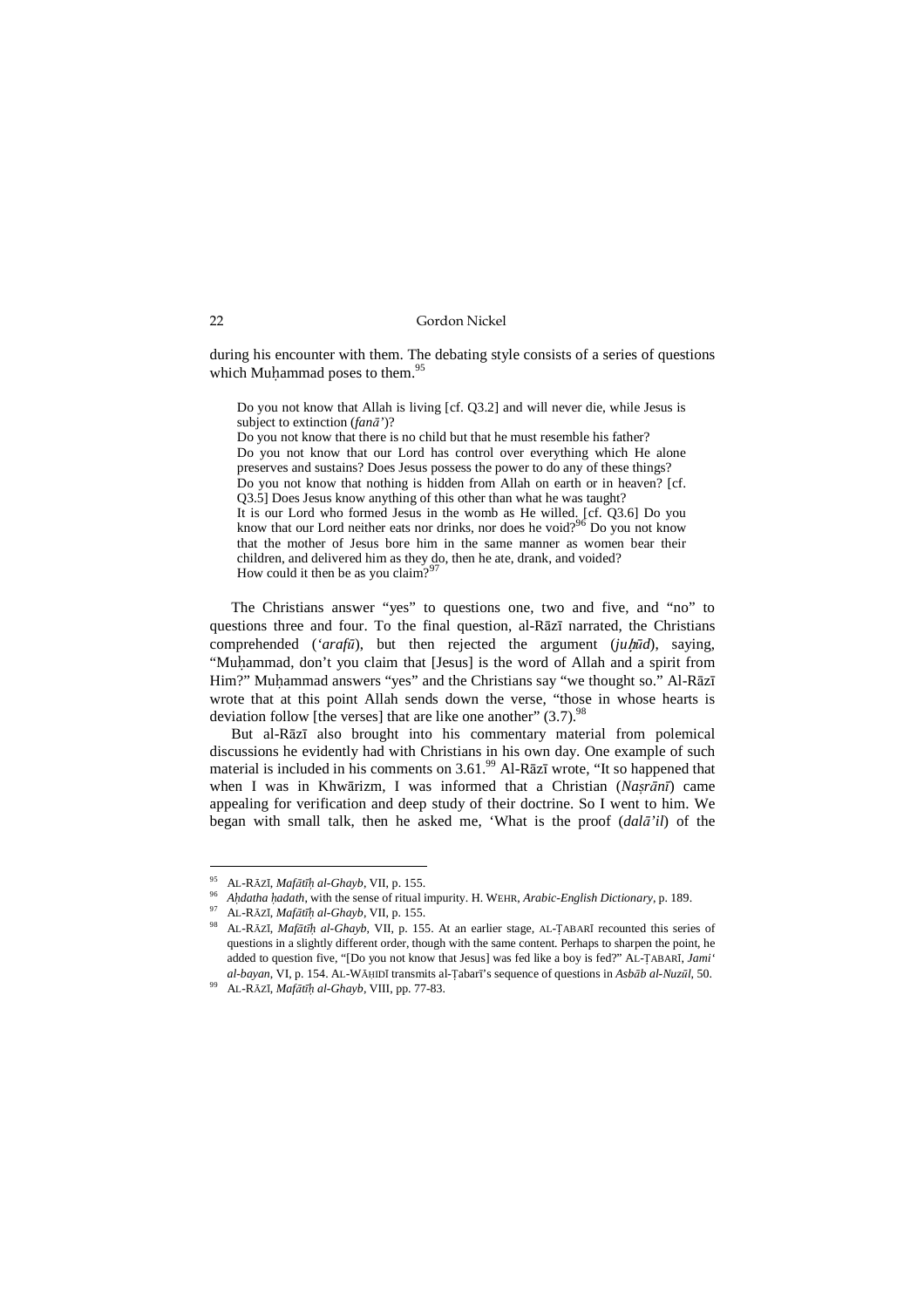during his encounter with them. The debating style consists of a series of questions which Muḥammad poses to them.[95]

> Do you not know that Allah is living [cf. Q3.2] and will never die, while Jesus is subject to extinction (*fanāʾ*)?
> Do you not know that there is no child but that he must resemble his father?
> Do you not know that our Lord has control over everything which He alone preserves and sustains? Does Jesus possess the power to do any of these things?
> Do you not know that nothing is hidden from Allah on earth or in heaven? [cf. Q3.5] Does Jesus know anything of this other than what he was taught?
> It is our Lord who formed Jesus in the womb as He willed. [cf. Q3.6] Do you know that our Lord neither eats nor drinks, nor does he void?[96] Do you not know that the mother of Jesus bore him in the same manner as women bear their children, and delivered him as they do, then he ate, drank, and voided?
> How could it then be as you claim?[97]

The Christians answer "yes" to questions one, two and five, and "no" to questions three and four. To the final question, al-Rāzī narrated, the Christians comprehended (*ʿarafū*), but then rejected the argument (*juḥūd*), saying, "Muḥammad, don't you claim that [Jesus] is the word of Allah and a spirit from Him?" Muḥammad answers "yes" and the Christians say "we thought so." Al-Rāzī wrote that at this point Allah sends down the verse, "those in whose hearts is deviation follow [the verses] that are like one another" (3.7).[98]

But al-Rāzī also brought into his commentary material from polemical discussions he evidently had with Christians in his own day. One example of such material is included in his comments on 3.61.[99] Al-Rāzī wrote, "It so happened that when I was in Khwārizm, I was informed that a Christian (*Naṣrānī*) came appealing for verification and deep study of their doctrine. So I went to him. We began with small talk, then he asked me, 'What is the proof (*dalāʾil*) of the

---

[95] AL-RĀZĪ, *Mafātīḥ al-Ghayb*, VII, p. 155.

[96] *Aḥdatha ḥadath*, with the sense of ritual impurity. H. WEHR, *Arabic-English Dictionary*, p. 189.

[97] AL-RĀZĪ, *Mafātīḥ al-Ghayb*, VII, p. 155.

[98] AL-RĀZĪ, *Mafātīḥ al-Ghayb*, VII, p. 155. At an earlier stage, AL-ṬABARĪ recounted this series of questions in a slightly different order, though with the same content. Perhaps to sharpen the point, he added to question five, "[Do you not know that Jesus] was fed like a boy is fed?" AL-ṬABARĪ, *Jamiʿ al-bayan*, VI, p. 154. AL-WĀḤIDĪ transmits al-Ṭabarī's sequence of questions in *Asbāb al-Nuzūl*, 50.

[99] AL-RĀZĪ, *Mafātīḥ al-Ghayb*, VIII, pp. 77-83.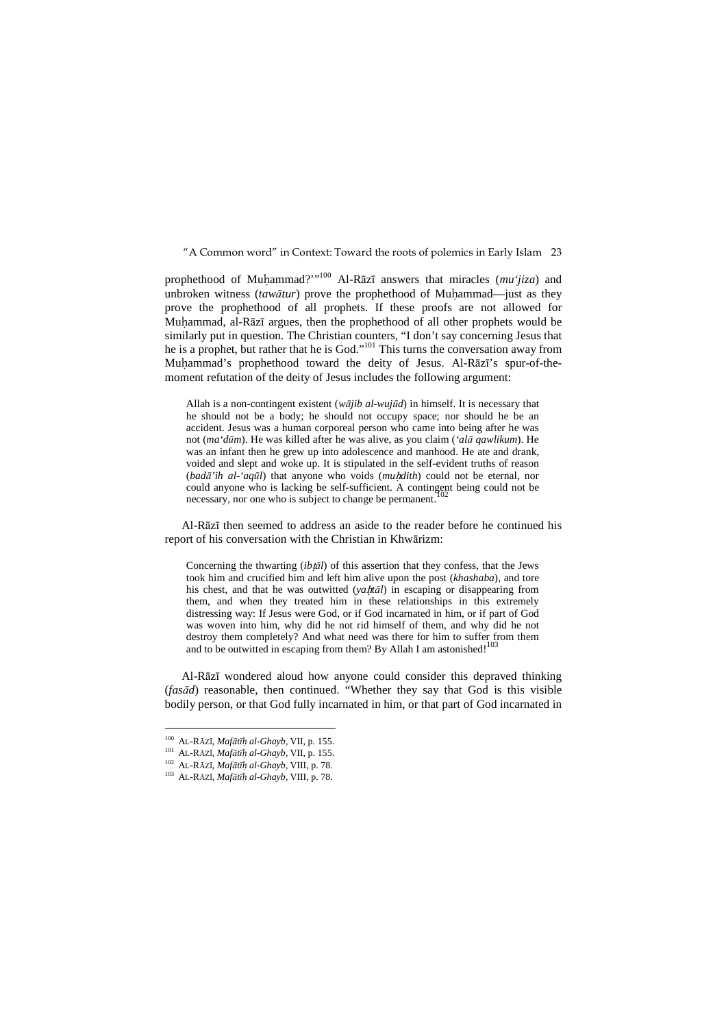prophethood of Muḥammad?'"[100] Al-Rāzī answers that miracles (*mu'jiza*) and unbroken witness (*tawātur*) prove the prophethood of Muḥammad—just as they prove the prophethood of all prophets. If these proofs are not allowed for Muḥammad, al-Rāzī argues, then the prophethood of all other prophets would be similarly put in question. The Christian counters, "I don't say concerning Jesus that he is a prophet, but rather that he is God."[101] This turns the conversation away from Muḥammad's prophethood toward the deity of Jesus. Al-Rāzī's spur-of-the-moment refutation of the deity of Jesus includes the following argument:

> Allah is a non-contingent existent (*wājib al-wujūd*) in himself. It is necessary that he should not be a body; he should not occupy space; nor should he be an accident. Jesus was a human corporeal person who came into being after he was not (*ma'dūm*). He was killed after he was alive, as you claim (*'alā qawlikum*). He was an infant then he grew up into adolescence and manhood. He ate and drank, voided and slept and woke up. It is stipulated in the self-evident truths of reason (*badā'ih al-'aqūl*) that anyone who voids (*muḥdith*) could not be eternal, nor could anyone who is lacking be self-sufficient. A contingent being could not be necessary, nor one who is subject to change be permanent.[102]

Al-Rāzī then seemed to address an aside to the reader before he continued his report of his conversation with the Christian in Khwārizm:

> Concerning the thwarting (*ibṭāl*) of this assertion that they confess, that the Jews took him and crucified him and left him alive upon the post (*khashaba*), and tore his chest, and that he was outwitted (*yaḥtāl*) in escaping or disappearing from them, and when they treated him in these relationships in this extremely distressing way: If Jesus were God, or if God incarnated in him, or if part of God was woven into him, why did he not rid himself of them, and why did he not destroy them completely? And what need was there for him to suffer from them and to be outwitted in escaping from them? By Allah I am astonished![103]

Al-Rāzī wondered aloud how anyone could consider this depraved thinking (*fasād*) reasonable, then continued. "Whether they say that God is this visible bodily person, or that God fully incarnated in him, or that part of God incarnated in

---

[100] AL-RĀZĪ, *Mafātīḥ al-Ghayb*, VII, p. 155.
[101] AL-RĀZĪ, *Mafātīḥ al-Ghayb*, VII, p. 155.
[102] AL-RĀZĪ, *Mafātīḥ al-Ghayb*, VIII, p. 78.
[103] AL-RĀZĪ, *Mafātīḥ al-Ghayb*, VIII, p. 78.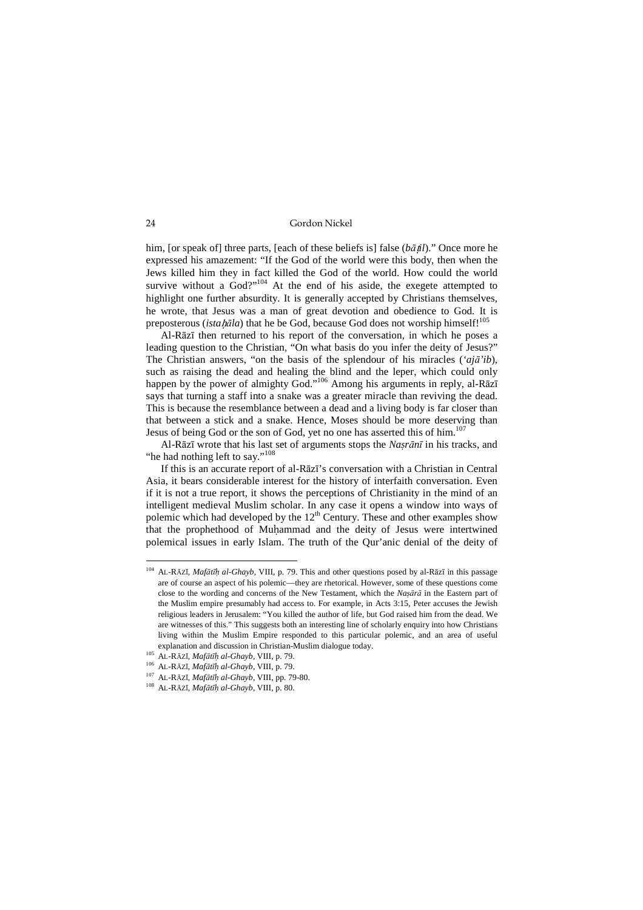him, [or speak of] three parts, [each of these beliefs is] false (*bāṭil*)." Once more he expressed his amazement: "If the God of the world were this body, then when the Jews killed him they in fact killed the God of the world. How could the world survive without a God?"[104] At the end of his aside, the exegete attempted to highlight one further absurdity. It is generally accepted by Christians themselves, he wrote, that Jesus was a man of great devotion and obedience to God. It is preposterous (*istaḥāla*) that he be God, because God does not worship himself![105]

Al-Rāzī then returned to his report of the conversation, in which he poses a leading question to the Christian, "On what basis do you infer the deity of Jesus?" The Christian answers, "on the basis of the splendour of his miracles (*'ajā'ib*), such as raising the dead and healing the blind and the leper, which could only happen by the power of almighty God."[106] Among his arguments in reply, al-Rāzī says that turning a staff into a snake was a greater miracle than reviving the dead. This is because the resemblance between a dead and a living body is far closer than that between a stick and a snake. Hence, Moses should be more deserving than Jesus of being God or the son of God, yet no one has asserted this of him.[107]

Al-Rāzī wrote that his last set of arguments stops the *Naṣrānī* in his tracks, and "he had nothing left to say."[108]

If this is an accurate report of al-Rāzī's conversation with a Christian in Central Asia, it bears considerable interest for the history of interfaith conversation. Even if it is not a true report, it shows the perceptions of Christianity in the mind of an intelligent medieval Muslim scholar. In any case it opens a window into ways of polemic which had developed by the 12th Century. These and other examples show that the prophethood of Muḥammad and the deity of Jesus were intertwined polemical issues in early Islam. The truth of the Qur'anic denial of the deity of

---

[104] AL-RĀZĪ, *Mafātīḥ al-Ghayb*, VIII, p. 79. This and other questions posed by al-Rāzī in this passage are of course an aspect of his polemic—they are rhetorical. However, some of these questions come close to the wording and concerns of the New Testament, which the *Naṣārā* in the Eastern part of the Muslim empire presumably had access to. For example, in Acts 3:15, Peter accuses the Jewish religious leaders in Jerusalem: "You killed the author of life, but God raised him from the dead. We are witnesses of this." This suggests both an interesting line of scholarly enquiry into how Christians living within the Muslim Empire responded to this particular polemic, and an area of useful explanation and discussion in Christian-Muslim dialogue today.

[105] AL-RĀZĪ, *Mafātīḥ al-Ghayb*, VIII, p. 79.

[106] AL-RĀZĪ, *Mafātīḥ al-Ghayb*, VIII, p. 79.

[107] AL-RĀZĪ, *Mafātīḥ al-Ghayb*, VIII, pp. 79-80.

[108] AL-RĀZĪ, *Mafātīḥ al-Ghayb*, VIII, p. 80.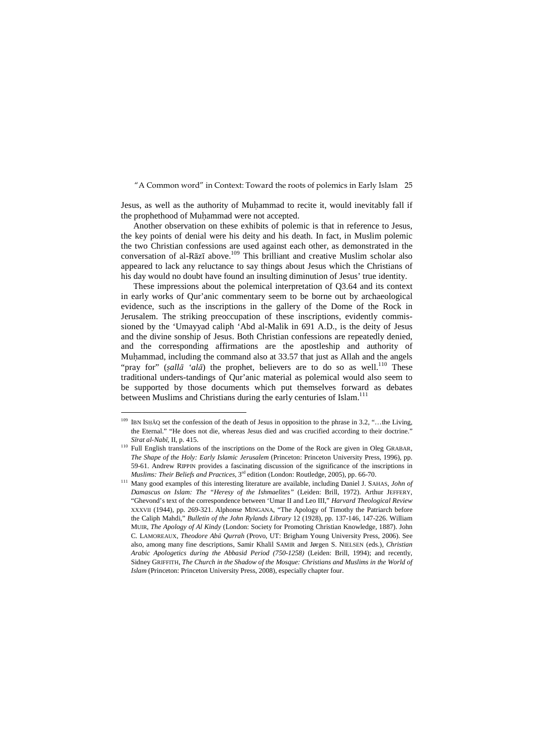Jesus, as well as the authority of Muḥammad to recite it, would inevitably fall if the prophethood of Muḥammad were not accepted.

Another observation on these exhibits of polemic is that in reference to Jesus, the key points of denial were his deity and his death. In fact, in Muslim polemic the two Christian confessions are used against each other, as demonstrated in the conversation of al-Rāzī above.[109] This brilliant and creative Muslim scholar also appeared to lack any reluctance to say things about Jesus which the Christians of his day would no doubt have found an insulting diminution of Jesus' true identity.

These impressions about the polemical interpretation of Q3.64 and its context in early works of Qur'anic commentary seem to be borne out by archaeological evidence, such as the inscriptions in the gallery of the Dome of the Rock in Jerusalem. The striking preoccupation of these inscriptions, evidently commissioned by the 'Umayyad caliph 'Abd al-Malik in 691 A.D., is the deity of Jesus and the divine sonship of Jesus. Both Christian confessions are repeatedly denied, and the corresponding affirmations are the apostleship and authority of Muḥammad, including the command also at 33.57 that just as Allah and the angels "pray for" (*ṣallā 'alā*) the prophet, believers are to do so as well.[110] These traditional unders-tandings of Qur'anic material as polemical would also seem to be supported by those documents which put themselves forward as debates between Muslims and Christians during the early centuries of Islam.[111]

---

[109] IBN ISḤĀQ set the confession of the death of Jesus in opposition to the phrase in 3.2, "…the Living, the Eternal." "He does not die, whereas Jesus died and was crucified according to their doctrine." *Sīrat al-Nabī*, II, p. 415.

[110] Full English translations of the inscriptions on the Dome of the Rock are given in Oleg GRABAR, *The Shape of the Holy: Early Islamic Jerusalem* (Princeton: Princeton University Press, 1996), pp. 59-61. Andrew RIPPIN provides a fascinating discussion of the significance of the inscriptions in *Muslims: Their Beliefs and Practices*, 3rd edition (London: Routledge, 2005), pp. 66-70.

[111] Many good examples of this interesting literature are available, including Daniel J. SAHAS, *John of Damascus on Islam: The "Heresy of the Ishmaelites"* (Leiden: Brill, 1972). Arthur JEFFERY, "Ghevond's text of the correspondence between 'Umar II and Leo III," *Harvard Theological Review* XXXVII (1944), pp. 269-321. Alphonse MINGANA, "The Apology of Timothy the Patriarch before the Caliph Mahdi," *Bulletin of the John Rylands Library* 12 (1928), pp. 137-146, 147-226. William MUIR, *The Apology of Al Kindy* (London: Society for Promoting Christian Knowledge, 1887). John C. LAMOREAUX, *Theodore Abū Qurrah* (Provo, UT: Brigham Young University Press, 2006). See also, among many fine descriptions, Samir Khalil SAMIR and Jørgen S. NIELSEN (eds.), *Christian Arabic Apologetics during the Abbasid Period (750-1258)* (Leiden: Brill, 1994); and recently, Sidney GRIFFITH, *The Church in the Shadow of the Mosque: Christians and Muslims in the World of Islam* (Princeton: Princeton University Press, 2008), especially chapter four.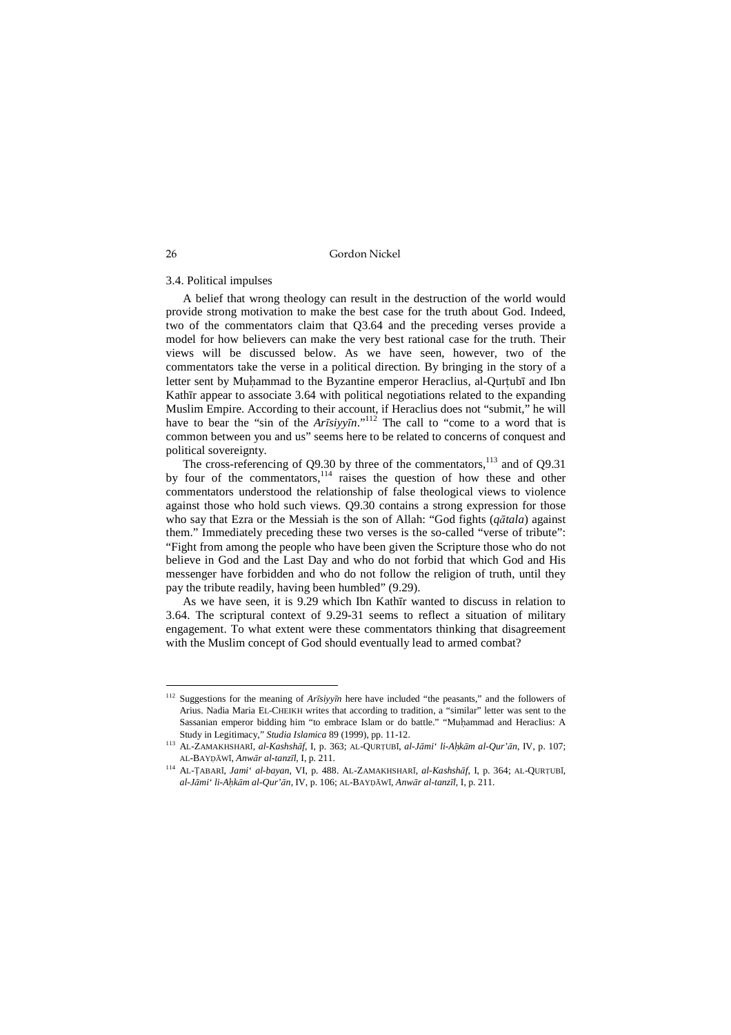### 3.4. Political impulses

A belief that wrong theology can result in the destruction of the world would provide strong motivation to make the best case for the truth about God. Indeed, two of the commentators claim that Q3.64 and the preceding verses provide a model for how believers can make the very best rational case for the truth. Their views will be discussed below. As we have seen, however, two of the commentators take the verse in a political direction. By bringing in the story of a letter sent by Muḥammad to the Byzantine emperor Heraclius, al-Qurṭubī and Ibn Kathīr appear to associate 3.64 with political negotiations related to the expanding Muslim Empire. According to their account, if Heraclius does not "submit," he will have to bear the "sin of the *Arīsiyyīn*."[112] The call to "come to a word that is common between you and us" seems here to be related to concerns of conquest and political sovereignty.

The cross-referencing of Q9.30 by three of the commentators,[113] and of Q9.31 by four of the commentators,[114] raises the question of how these and other commentators understood the relationship of false theological views to violence against those who hold such views. Q9.30 contains a strong expression for those who say that Ezra or the Messiah is the son of Allah: "God fights (*qātala*) against them." Immediately preceding these two verses is the so-called "verse of tribute": "Fight from among the people who have been given the Scripture those who do not believe in God and the Last Day and who do not forbid that which God and His messenger have forbidden and who do not follow the religion of truth, until they pay the tribute readily, having been humbled" (9.29).

As we have seen, it is 9.29 which Ibn Kathīr wanted to discuss in relation to 3.64. The scriptural context of 9.29-31 seems to reflect a situation of military engagement. To what extent were these commentators thinking that disagreement with the Muslim concept of God should eventually lead to armed combat?

---

[112] Suggestions for the meaning of *Arīsiyyīn* here have included "the peasants," and the followers of Arius. Nadia Maria EL-CHEIKH writes that according to tradition, a "similar" letter was sent to the Sassanian emperor bidding him "to embrace Islam or do battle." "Muḥammad and Heraclius: A Study in Legitimacy," *Studia Islamica* 89 (1999), pp. 11-12.

[113] AL-ZAMAKHSHARĪ, *al-Kashshāf*, I, p. 363; AL-QURṬUBĪ, *al-Jāmi' li-Aḥkām al-Qur'ān*, IV, p. 107; AL-BAYḌĀWĪ, *Anwār al-tanzīl*, I, p. 211.

[114] AL-ṬABARĪ, *Jami' al-bayan*, VI, p. 488. AL-ZAMAKHSHARĪ, *al-Kashshāf*, I, p. 364; AL-QURṬUBĪ, *al-Jāmi' li-Aḥkām al-Qur'ān*, IV, p. 106; AL-BAYḌĀWĪ, *Anwār al-tanzīl*, I, p. 211.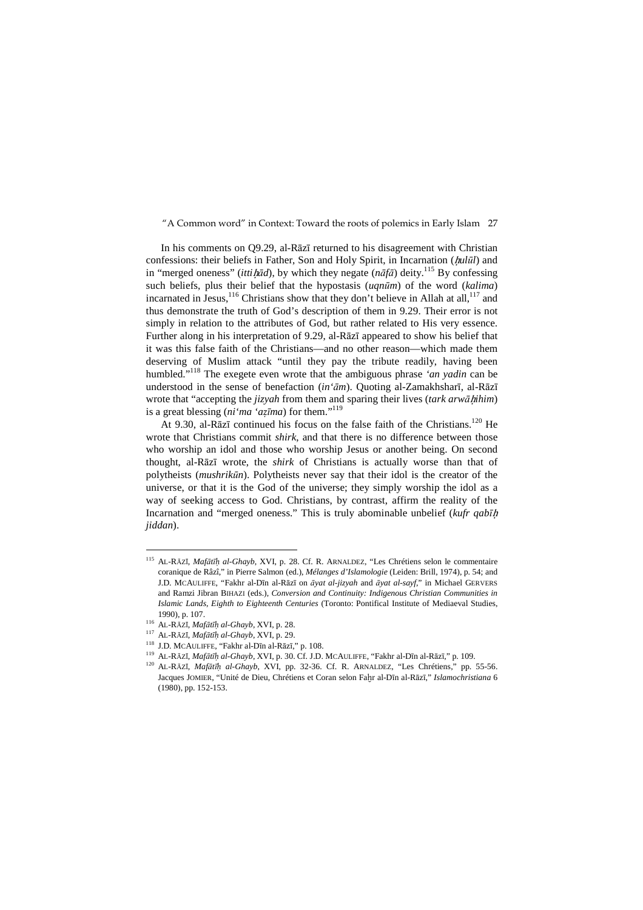In his comments on Q9.29, al-Rāzī returned to his disagreement with Christian confessions: their beliefs in Father, Son and Holy Spirit, in Incarnation (*ḥulūl*) and in "merged oneness" (*ittiḥād*), by which they negate (*nāfā*) deity.[115] By confessing such beliefs, plus their belief that the hypostasis (*uqnūm*) of the word (*kalima*) incarnated in Jesus,[116] Christians show that they don't believe in Allah at all,[117] and thus demonstrate the truth of God's description of them in 9.29. Their error is not simply in relation to the attributes of God, but rather related to His very essence. Further along in his interpretation of 9.29, al-Rāzī appeared to show his belief that it was this false faith of the Christians—and no other reason—which made them deserving of Muslim attack "until they pay the tribute readily, having been humbled."[118] The exegete even wrote that the ambiguous phrase *'an yadin* can be understood in the sense of benefaction (*in'ām*). Quoting al-Zamakhsharī, al-Rāzī wrote that "accepting the *jizyah* from them and sparing their lives (*tark arwāḥihim*) is a great blessing (*ni'ma 'aẓīma*) for them."[119]

At 9.30, al-Rāzī continued his focus on the false faith of the Christians.[120] He wrote that Christians commit *shirk*, and that there is no difference between those who worship an idol and those who worship Jesus or another being. On second thought, al-Rāzī wrote, the *shirk* of Christians is actually worse than that of polytheists (*mushrikūn*). Polytheists never say that their idol is the creator of the universe, or that it is the God of the universe; they simply worship the idol as a way of seeking access to God. Christians, by contrast, affirm the reality of the Incarnation and "merged oneness." This is truly abominable unbelief (*kufr qabīḥ jiddan*).

---

[115] AL-RĀZĪ, *Mafātīḥ al-Ghayb*, XVI, p. 28. Cf. R. ARNALDEZ, "Les Chrétiens selon le commentaire coranique de Râzî," in Pierre Salmon (ed.), *Mélanges d'Islamologie* (Leiden: Brill, 1974), p. 54; and J.D. MCAULIFFE, "Fakhr al-Dīn al-Rāzī on *āyat al-jizyah* and *āyat al-sayf*," in Michael GERVERS and Ramzi Jibran BIHAZI (eds.), *Conversion and Continuity: Indigenous Christian Communities in Islamic Lands, Eighth to Eighteenth Centuries* (Toronto: Pontifical Institute of Mediaeval Studies, 1990), p. 107.

[116] AL-RĀZĪ, *Mafātīḥ al-Ghayb*, XVI, p. 28.

[117] AL-RĀZĪ, *Mafātīḥ al-Ghayb*, XVI, p. 29.

[118] J.D. MCAULIFFE, "Fakhr al-Dīn al-Rāzī," p. 108.

[119] AL-RĀZĪ, *Mafātīḥ al-Ghayb*, XVI, p. 30. Cf. J.D. MCAULIFFE, "Fakhr al-Dīn al-Rāzī," p. 109.

[120] AL-RĀZĪ, *Mafātīḥ al-Ghayb*, XVI, pp. 32-36. Cf. R. ARNALDEZ, "Les Chrétiens," pp. 55-56. Jacques JOMIER, "Unité de Dieu, Chrétiens et Coran selon Faḫr al-Dīn al-Rāzī," *Islamochristiana* 6 (1980), pp. 152-153.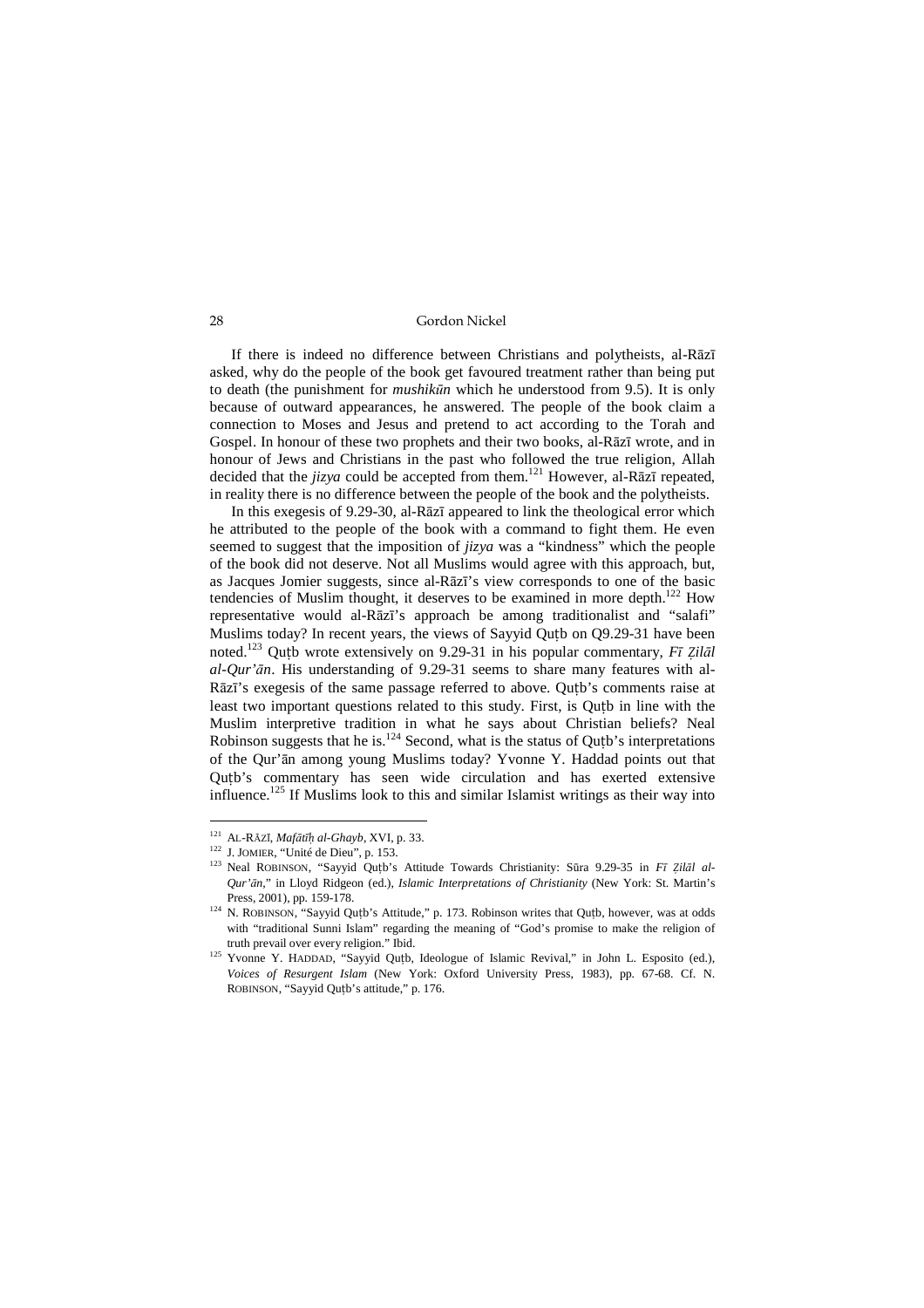If there is indeed no difference between Christians and polytheists, al-Rāzī asked, why do the people of the book get favoured treatment rather than being put to death (the punishment for *mushikūn* which he understood from 9.5). It is only because of outward appearances, he answered. The people of the book claim a connection to Moses and Jesus and pretend to act according to the Torah and Gospel. In honour of these two prophets and their two books, al-Rāzī wrote, and in honour of Jews and Christians in the past who followed the true religion, Allah decided that the *jizya* could be accepted from them.[121] However, al-Rāzī repeated, in reality there is no difference between the people of the book and the polytheists.

In this exegesis of 9.29-30, al-Rāzī appeared to link the theological error which he attributed to the people of the book with a command to fight them. He even seemed to suggest that the imposition of *jizya* was a "kindness" which the people of the book did not deserve. Not all Muslims would agree with this approach, but, as Jacques Jomier suggests, since al-Rāzī's view corresponds to one of the basic tendencies of Muslim thought, it deserves to be examined in more depth.[122] How representative would al-Rāzī's approach be among traditionalist and "salafi" Muslims today? In recent years, the views of Sayyid Quṭb on Q9.29-31 have been noted.[123] Quṭb wrote extensively on 9.29-31 in his popular commentary, *Fī Ẓilāl al-Qur'ān*. His understanding of 9.29-31 seems to share many features with al-Rāzī's exegesis of the same passage referred to above. Quṭb's comments raise at least two important questions related to this study. First, is Quṭb in line with the Muslim interpretive tradition in what he says about Christian beliefs? Neal Robinson suggests that he is.[124] Second, what is the status of Quṭb's interpretations of the Qur'ān among young Muslims today? Yvonne Y. Haddad points out that Quṭb's commentary has seen wide circulation and has exerted extensive influence.[125] If Muslims look to this and similar Islamist writings as their way into

---

[121] AL-RĀZĪ, *Mafātīḥ al-Ghayb*, XVI, p. 33.

[122] J. JOMIER, "Unité de Dieu", p. 153.

[123] Neal ROBINSON, "Sayyid Quṭb's Attitude Towards Christianity: Sūra 9.29-35 in *Fī Ẓilāl al-Qur'ān*," in Lloyd Ridgeon (ed.), *Islamic Interpretations of Christianity* (New York: St. Martin's Press, 2001), pp. 159-178.

[124] N. ROBINSON, "Sayyid Quṭb's Attitude," p. 173. Robinson writes that Quṭb, however, was at odds with "traditional Sunni Islam" regarding the meaning of "God's promise to make the religion of truth prevail over every religion." Ibid.

[125] Yvonne Y. HADDAD, "Sayyid Quṭb, Ideologue of Islamic Revival," in John L. Esposito (ed.), *Voices of Resurgent Islam* (New York: Oxford University Press, 1983), pp. 67-68. Cf. N. ROBINSON, "Sayyid Quṭb's attitude," p. 176.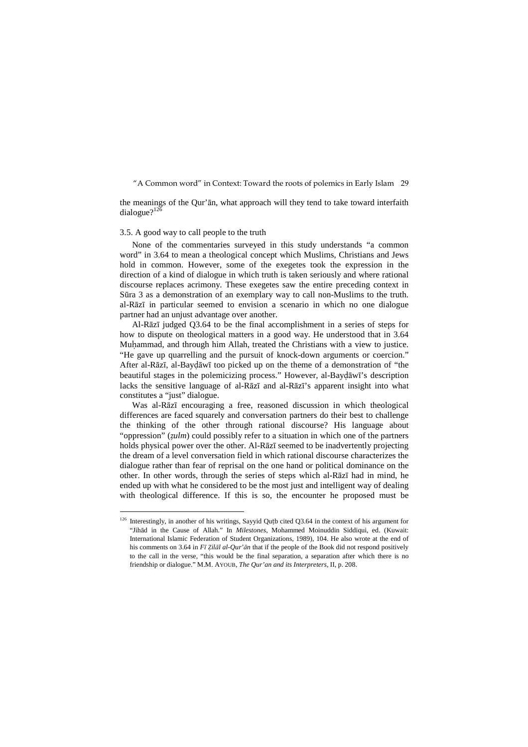the meanings of the Qur'ān, what approach will they tend to take toward interfaith dialogue?[126]

### 3.5. A good way to call people to the truth

None of the commentaries surveyed in this study understands "a common word" in 3.64 to mean a theological concept which Muslims, Christians and Jews hold in common. However, some of the exegetes took the expression in the direction of a kind of dialogue in which truth is taken seriously and where rational discourse replaces acrimony. These exegetes saw the entire preceding context in Sūra 3 as a demonstration of an exemplary way to call non-Muslims to the truth. al-Rāzī in particular seemed to envision a scenario in which no one dialogue partner had an unjust advantage over another.

Al-Rāzī judged Q3.64 to be the final accomplishment in a series of steps for how to dispute on theological matters in a good way. He understood that in 3.64 Muḥammad, and through him Allah, treated the Christians with a view to justice. "He gave up quarrelling and the pursuit of knock-down arguments or coercion." After al-Rāzī, al-Bayḍāwī too picked up on the theme of a demonstration of "the beautiful stages in the polemicizing process." However, al-Bayḍāwī's description lacks the sensitive language of al-Rāzī and al-Rāzī's apparent insight into what constitutes a "just" dialogue.

Was al-Rāzī encouraging a free, reasoned discussion in which theological differences are faced squarely and conversation partners do their best to challenge the thinking of the other through rational discourse? His language about "oppression" (*ẓulm*) could possibly refer to a situation in which one of the partners holds physical power over the other. Al-Rāzī seemed to be inadvertently projecting the dream of a level conversation field in which rational discourse characterizes the dialogue rather than fear of reprisal on the one hand or political dominance on the other. In other words, through the series of steps which al-Rāzī had in mind, he ended up with what he considered to be the most just and intelligent way of dealing with theological difference. If this is so, the encounter he proposed must be

---

[126] Interestingly, in another of his writings, Sayyid Quṭb cited Q3.64 in the context of his argument for "Jihād in the Cause of Allah." In *Milestones*, Mohammed Moinuddin Siddiqui, ed. (Kuwait: International Islamic Federation of Student Organizations, 1989), 104. He also wrote at the end of his comments on 3.64 in *Fī Ẓilāl al-Qur'ān* that if the people of the Book did not respond positively to the call in the verse, "this would be the final separation, a separation after which there is no friendship or dialogue." M.M. AYOUB, *The Qur'an and its Interpreters*, II, p. 208.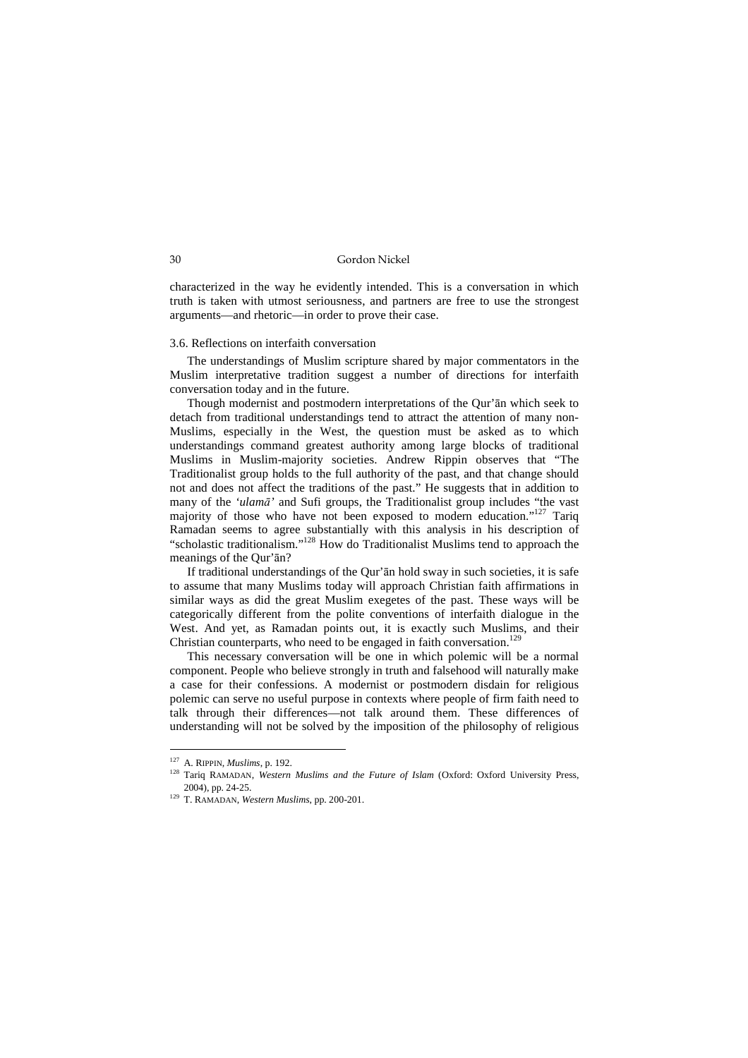characterized in the way he evidently intended. This is a conversation in which truth is taken with utmost seriousness, and partners are free to use the strongest arguments—and rhetoric—in order to prove their case.

### 3.6. Reflections on interfaith conversation

The understandings of Muslim scripture shared by major commentators in the Muslim interpretative tradition suggest a number of directions for interfaith conversation today and in the future.

Though modernist and postmodern interpretations of the Qur'ān which seek to detach from traditional understandings tend to attract the attention of many non-Muslims, especially in the West, the question must be asked as to which understandings command greatest authority among large blocks of traditional Muslims in Muslim-majority societies. Andrew Rippin observes that "The Traditionalist group holds to the full authority of the past, and that change should not and does not affect the traditions of the past." He suggests that in addition to many of the *'ulamā'* and Sufi groups, the Traditionalist group includes "the vast majority of those who have not been exposed to modern education."[127] Tariq Ramadan seems to agree substantially with this analysis in his description of "scholastic traditionalism."[128] How do Traditionalist Muslims tend to approach the meanings of the Qur'ān?

If traditional understandings of the Qur'ān hold sway in such societies, it is safe to assume that many Muslims today will approach Christian faith affirmations in similar ways as did the great Muslim exegetes of the past. These ways will be categorically different from the polite conventions of interfaith dialogue in the West. And yet, as Ramadan points out, it is exactly such Muslims, and their Christian counterparts, who need to be engaged in faith conversation.[129]

This necessary conversation will be one in which polemic will be a normal component. People who believe strongly in truth and falsehood will naturally make a case for their confessions. A modernist or postmodern disdain for religious polemic can serve no useful purpose in contexts where people of firm faith need to talk through their differences—not talk around them. These differences of understanding will not be solved by the imposition of the philosophy of religious

---

[127] A. RIPPIN, *Muslims*, p. 192.

[128] Tariq RAMADAN, *Western Muslims and the Future of Islam* (Oxford: Oxford University Press, 2004), pp. 24-25.

[129] T. RAMADAN, *Western Muslims*, pp. 200-201.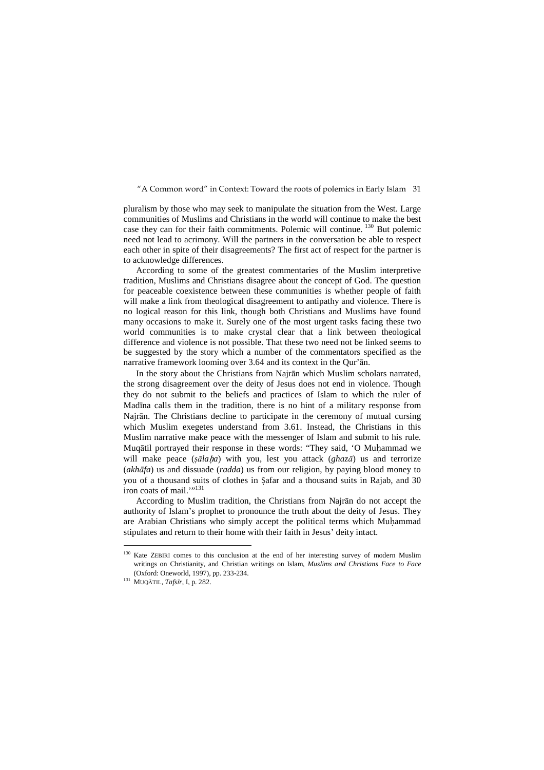pluralism by those who may seek to manipulate the situation from the West. Large communities of Muslims and Christians in the world will continue to make the best case they can for their faith commitments. Polemic will continue. [130] But polemic need not lead to acrimony. Will the partners in the conversation be able to respect each other in spite of their disagreements? The first act of respect for the partner is to acknowledge differences.

According to some of the greatest commentaries of the Muslim interpretive tradition, Muslims and Christians disagree about the concept of God. The question for peaceable coexistence between these communities is whether people of faith will make a link from theological disagreement to antipathy and violence. There is no logical reason for this link, though both Christians and Muslims have found many occasions to make it. Surely one of the most urgent tasks facing these two world communities is to make crystal clear that a link between theological difference and violence is not possible. That these two need not be linked seems to be suggested by the story which a number of the commentators specified as the narrative framework looming over 3.64 and its context in the Qur'ān.

In the story about the Christians from Najrān which Muslim scholars narrated, the strong disagreement over the deity of Jesus does not end in violence. Though they do not submit to the beliefs and practices of Islam to which the ruler of Madīna calls them in the tradition, there is no hint of a military response from Najrān. The Christians decline to participate in the ceremony of mutual cursing which Muslim exegetes understand from 3.61. Instead, the Christians in this Muslim narrative make peace with the messenger of Islam and submit to his rule. Muqātil portrayed their response in these words: "They said, 'O Muḥammad we will make peace (*ṣālaḥa*) with you, lest you attack (*ghazā*) us and terrorize (*akhāfa*) us and dissuade (*radda*) us from our religion, by paying blood money to you of a thousand suits of clothes in Ṣafar and a thousand suits in Rajab, and 30 iron coats of mail.'"[131]

According to Muslim tradition, the Christians from Najrān do not accept the authority of Islam's prophet to pronounce the truth about the deity of Jesus. They are Arabian Christians who simply accept the political terms which Muḥammad stipulates and return to their home with their faith in Jesus' deity intact.

---

[130] Kate ZEBIRI comes to this conclusion at the end of her interesting survey of modern Muslim writings on Christianity, and Christian writings on Islam, *Muslims and Christians Face to Face* (Oxford: Oneworld, 1997), pp. 233-234.

[131] MUQĀTIL, *Tafsīr*, I, p. 282.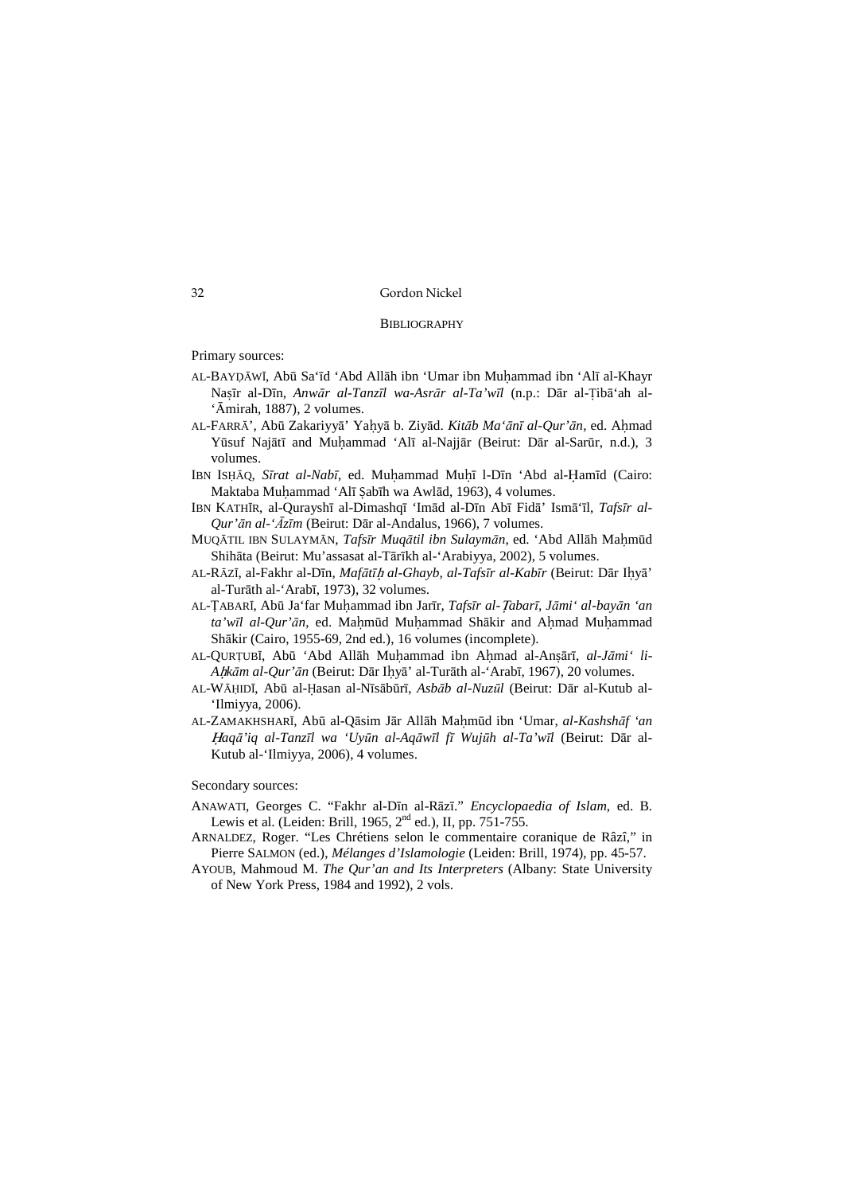## BIBLIOGRAPHY

Primary sources:

AL-BAYḌĀWĪ, Abū Sa'īd 'Abd Allāh ibn 'Umar ibn Muḥammad ibn 'Alī al-Khayr Naṣīr al-Dīn, *Anwār al-Tanzīl wa-Asrār al-Ta'wīl* (n.p.: Dār al-Ṭibā'ah al-'Āmirah, 1887), 2 volumes.

AL-FARRĀ', Abū Zakariyyā' Yaḥyā b. Ziyād. *Kitāb Ma'ānī al-Qur'ān*, ed. Aḥmad Yūsuf Najātī and Muḥammad 'Alī al-Najjār (Beirut: Dār al-Sarūr, n.d.), 3 volumes.

IBN ISḤĀQ, *Sīrat al-Nabī*, ed. Muḥammad Muḥī l-Dīn 'Abd al-Ḥamīd (Cairo: Maktaba Muḥammad 'Alī Ṣabīh wa Awlād, 1963), 4 volumes.

IBN KATHĪR, al-Qurayshī al-Dimashqī 'Imād al-Dīn Abī Fidā' Ismā'īl, *Tafsīr al-Qur'ān al-'Āzīm* (Beirut: Dār al-Andalus, 1966), 7 volumes.

MUQĀTIL IBN SULAYMĀN, *Tafsīr Muqātil ibn Sulaymān*, ed. 'Abd Allāh Maḥmūd Shihāta (Beirut: Mu'assasat al-Tārīkh al-'Arabiyya, 2002), 5 volumes.

AL-RĀZĪ, al-Fakhr al-Dīn, *Mafātīḥ al-Ghayb, al-Tafsīr al-Kabīr* (Beirut: Dār Iḥyā' al-Turāth al-'Arabī, 1973), 32 volumes.

AL-ṬABARĪ, Abū Ja'far Muḥammad ibn Jarīr, *Tafsīr al-Ṭabarī, Jāmi' al-bayān 'an ta'wīl al-Qur'ān*, ed. Maḥmūd Muḥammad Shākir and Aḥmad Muḥammad Shākir (Cairo, 1955-69, 2nd ed.), 16 volumes (incomplete).

AL-QURṬUBĪ, Abū 'Abd Allāh Muḥammad ibn Aḥmad al-Anṣārī, *al-Jāmi' li-Aḥkām al-Qur'ān* (Beirut: Dār Iḥyā' al-Turāth al-'Arabī, 1967), 20 volumes.

AL-WĀḤIDĪ, Abū al-Ḥasan al-Nīsābūrī, *Asbāb al-Nuzūl* (Beirut: Dār al-Kutub al-'Ilmiyya, 2006).

AL-ZAMAKHSHARĪ, Abū al-Qāsim Jār Allāh Maḥmūd ibn 'Umar, *al-Kashshāf 'an Ḥaqā'iq al-Tanzīl wa 'Uyūn al-Aqāwīl fī Wujūh al-Ta'wīl* (Beirut: Dār al-Kutub al-'Ilmiyya, 2006), 4 volumes.

Secondary sources:

ANAWATI, Georges C. "Fakhr al-Dīn al-Rāzī." *Encyclopaedia of Islam*, ed. B. Lewis et al. (Leiden: Brill, 1965, 2nd ed.), II, pp. 751-755.

ARNALDEZ, Roger. "Les Chrétiens selon le commentaire coranique de Râzî," in Pierre SALMON (ed.), *Mélanges d'Islamologie* (Leiden: Brill, 1974), pp. 45-57.

AYOUB, Mahmoud M. *The Qur'an and Its Interpreters* (Albany: State University of New York Press, 1984 and 1992), 2 vols.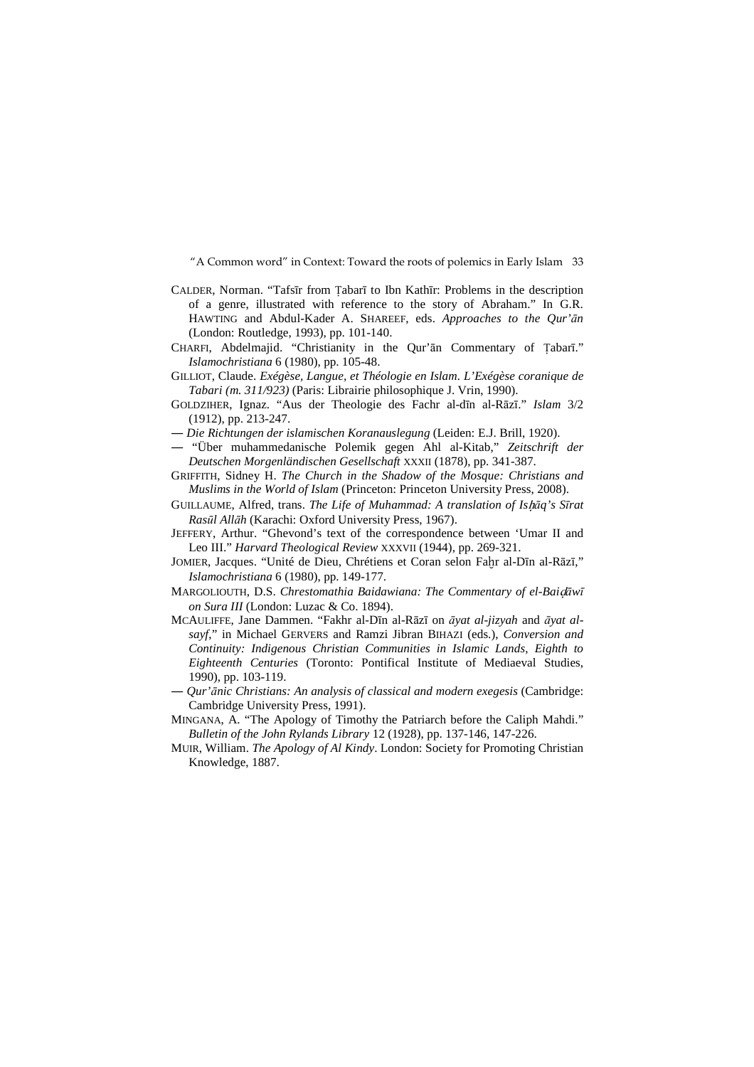CALDER, Norman. "Tafsīr from Ṭabarī to Ibn Kathīr: Problems in the description of a genre, illustrated with reference to the story of Abraham." In G.R. HAWTING and Abdul-Kader A. SHAREEF, eds. *Approaches to the Qur'ān* (London: Routledge, 1993), pp. 101-140.

CHARFI, Abdelmajid. "Christianity in the Qur'ān Commentary of Ṭabarī." *Islamochristiana* 6 (1980), pp. 105-48.

GILLIOT, Claude. *Exégèse, Langue, et Théologie en Islam. L'Exégèse coranique de Tabari (m. 311/923)* (Paris: Librairie philosophique J. Vrin, 1990).

GOLDZIHER, Ignaz. "Aus der Theologie des Fachr al-dīn al-Rāzī." *Islam* 3/2 (1912), pp. 213-247.

— *Die Richtungen der islamischen Koranauslegung* (Leiden: E.J. Brill, 1920).

— "Über muhammedanische Polemik gegen Ahl al-Kitab," *Zeitschrift der Deutschen Morgenländischen Gesellschaft* XXXII (1878), pp. 341-387.

GRIFFITH, Sidney H. *The Church in the Shadow of the Mosque: Christians and Muslims in the World of Islam* (Princeton: Princeton University Press, 2008).

GUILLAUME, Alfred, trans. *The Life of Muhammad: A translation of Isḥāq's Sīrat Rasūl Allāh* (Karachi: Oxford University Press, 1967).

JEFFERY, Arthur. "Ghevond's text of the correspondence between 'Umar II and Leo III." *Harvard Theological Review* XXXVII (1944), pp. 269-321.

JOMIER, Jacques. "Unité de Dieu, Chrétiens et Coran selon Faḫr al-Dīn al-Rāzī," *Islamochristiana* 6 (1980), pp. 149-177.

MARGOLIOUTH, D.S. *Chrestomathia Baidawiana: The Commentary of el-Baiḍāwī on Sura III* (London: Luzac & Co. 1894).

MCAULIFFE, Jane Dammen. "Fakhr al-Dīn al-Rāzī on *āyat al-jizyah* and *āyat al-sayf*," in Michael GERVERS and Ramzi Jibran BIHAZI (eds.), *Conversion and Continuity: Indigenous Christian Communities in Islamic Lands, Eighth to Eighteenth Centuries* (Toronto: Pontifical Institute of Mediaeval Studies, 1990), pp. 103-119.

— *Qur'ānic Christians: An analysis of classical and modern exegesis* (Cambridge: Cambridge University Press, 1991).

MINGANA, A. "The Apology of Timothy the Patriarch before the Caliph Mahdi." *Bulletin of the John Rylands Library* 12 (1928), pp. 137-146, 147-226.

MUIR, William. *The Apology of Al Kindy*. London: Society for Promoting Christian Knowledge, 1887.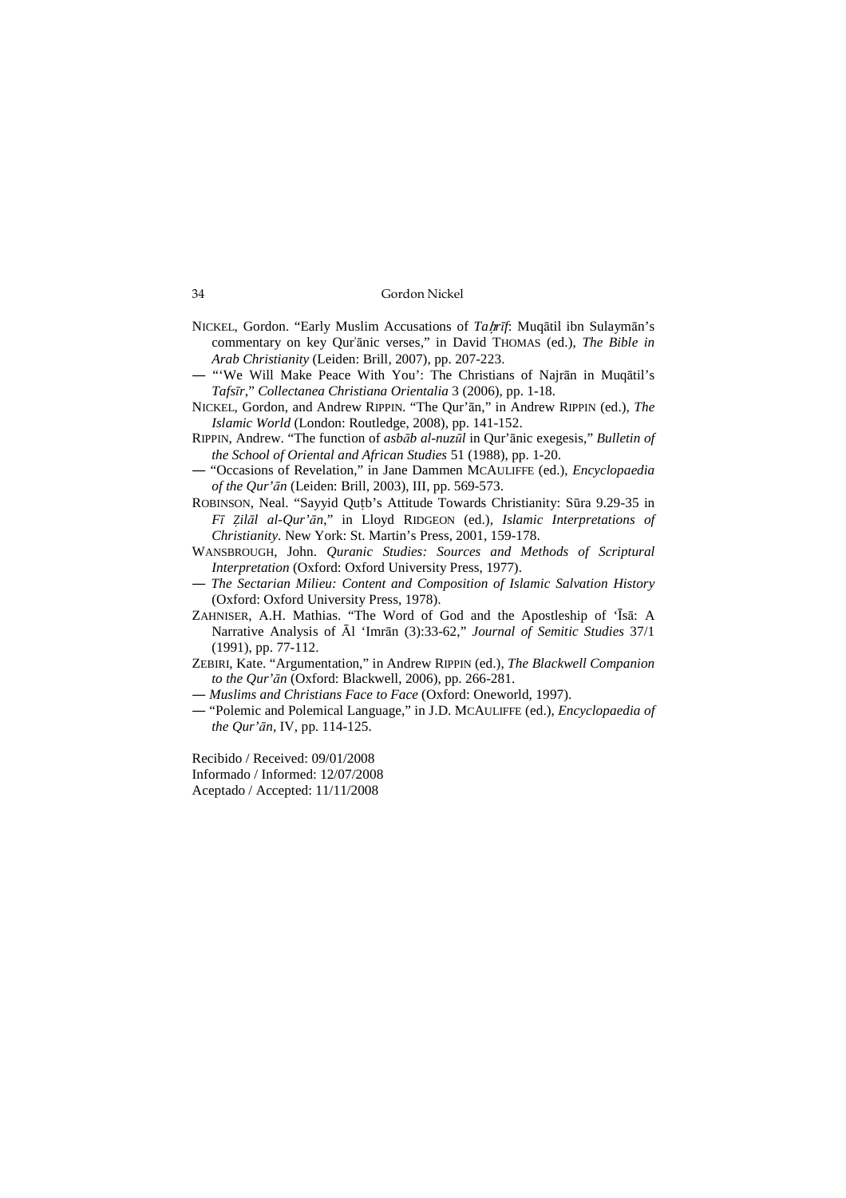NICKEL, Gordon. "Early Muslim Accusations of *Taḥrīf*: Muqātil ibn Sulaymān's commentary on key Qurʾānic verses," in David THOMAS (ed.), *The Bible in Arab Christianity* (Leiden: Brill, 2007), pp. 207-223.

— "'We Will Make Peace With You': The Christians of Najrān in Muqātil's *Tafsīr*," *Collectanea Christiana Orientalia* 3 (2006), pp. 1-18.

NICKEL, Gordon, and Andrew RIPPIN. "The Qur'ān," in Andrew RIPPIN (ed.), *The Islamic World* (London: Routledge, 2008), pp. 141-152.

RIPPIN, Andrew. "The function of *asbāb al-nuzūl* in Qur'ānic exegesis," *Bulletin of the School of Oriental and African Studies* 51 (1988), pp. 1-20.

— "Occasions of Revelation," in Jane Dammen MCAULIFFE (ed.), *Encyclopaedia of the Qur'ān* (Leiden: Brill, 2003), III, pp. 569-573.

ROBINSON, Neal. "Sayyid Quṭb's Attitude Towards Christianity: Sūra 9.29-35 in *Fī Ẓilāl al-Qur'ān*," in Lloyd RIDGEON (ed.), *Islamic Interpretations of Christianity*. New York: St. Martin's Press, 2001, 159-178.

WANSBROUGH, John. *Quranic Studies: Sources and Methods of Scriptural Interpretation* (Oxford: Oxford University Press, 1977).

— *The Sectarian Milieu: Content and Composition of Islamic Salvation History* (Oxford: Oxford University Press, 1978).

ZAHNISER, A.H. Mathias. "The Word of God and the Apostleship of ʿĪsā: A Narrative Analysis of Āl ʿImrān (3):33-62," *Journal of Semitic Studies* 37/1 (1991), pp. 77-112.

ZEBIRI, Kate. "Argumentation," in Andrew RIPPIN (ed.), *The Blackwell Companion to the Qur'ān* (Oxford: Blackwell, 2006), pp. 266-281.

— *Muslims and Christians Face to Face* (Oxford: Oneworld, 1997).

— "Polemic and Polemical Language," in J.D. MCAULIFFE (ed.), *Encyclopaedia of the Qur'ān*, IV, pp. 114-125.

Recibido / Received: 09/01/2008
Informado / Informed: 12/07/2008
Aceptado / Accepted: 11/11/2008